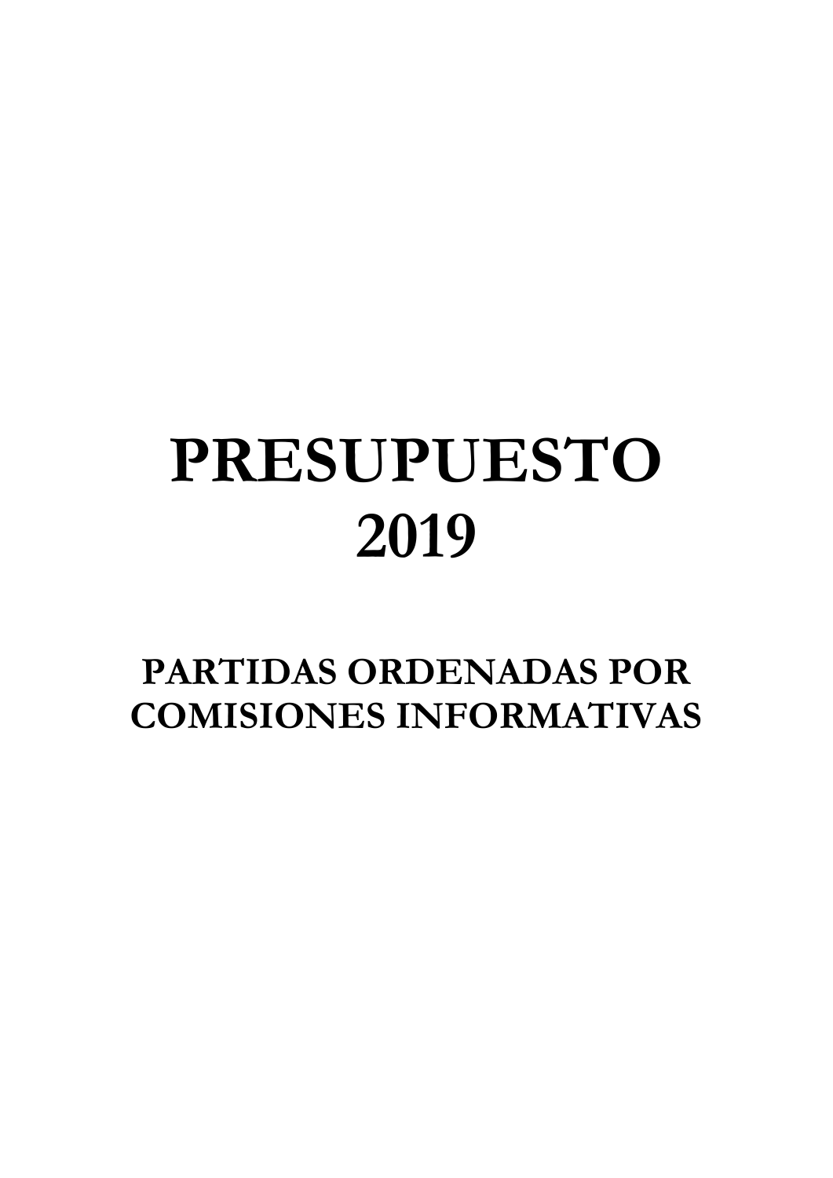# PRESUPUESTO
# 2019

## PARTIDAS ORDENADAS POR COMISIONES INFORMATIVAS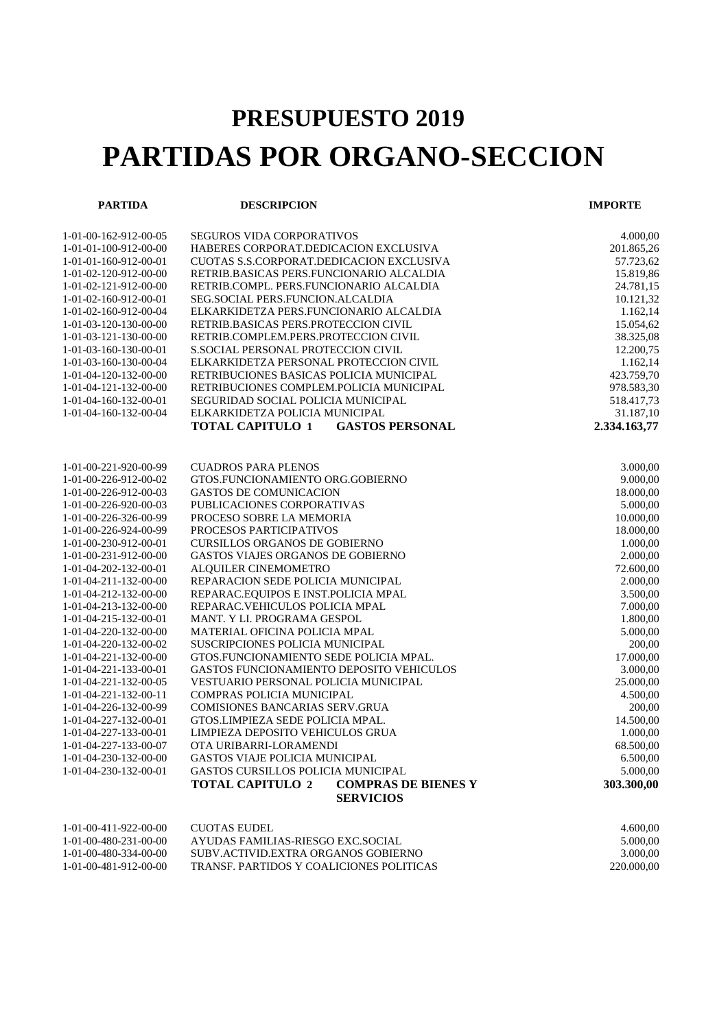# PRESUPUESTO 2019

# PARTIDAS POR ORGANO-SECCION

| PARTIDA | DESCRIPCION | IMPORTE |
|---|---|---|
| 1-01-00-162-912-00-05 | SEGUROS VIDA CORPORATIVOS | 4.000,00 |
| 1-01-01-100-912-00-00 | HABERES CORPORAT.DEDICACION EXCLUSIVA | 201.865,26 |
| 1-01-01-160-912-00-01 | CUOTAS S.S.CORPORAT.DEDICACION EXCLUSIVA | 57.723,62 |
| 1-01-02-120-912-00-00 | RETRIB.BASICAS PERS.FUNCIONARIO ALCALDIA | 15.819,86 |
| 1-01-02-121-912-00-00 | RETRIB.COMPL. PERS.FUNCIONARIO ALCALDIA | 24.781,15 |
| 1-01-02-160-912-00-01 | SEG.SOCIAL PERS.FUNCION.ALCALDIA | 10.121,32 |
| 1-01-02-160-912-00-04 | ELKARKIDETZA PERS.FUNCIONARIO ALCALDIA | 1.162,14 |
| 1-01-03-120-130-00-00 | RETRIB.BASICAS PERS.PROTECCION CIVIL | 15.054,62 |
| 1-01-03-121-130-00-00 | RETRIB.COMPLEM.PERS.PROTECCION CIVIL | 38.325,08 |
| 1-01-03-160-130-00-01 | S.SOCIAL PERSONAL PROTECCION CIVIL | 12.200,75 |
| 1-01-03-160-130-00-04 | ELKARKIDETZA PERSONAL PROTECCION CIVIL | 1.162,14 |
| 1-01-04-120-132-00-00 | RETRIBUCIONES BASICAS POLICIA MUNICIPAL | 423.759,70 |
| 1-01-04-121-132-00-00 | RETRIBUCIONES COMPLEM.POLICIA MUNICIPAL | 978.583,30 |
| 1-01-04-160-132-00-01 | SEGURIDAD SOCIAL POLICIA MUNICIPAL | 518.417,73 |
| 1-01-04-160-132-00-04 | ELKARKIDETZA POLICIA MUNICIPAL | 31.187,10 |
| | **TOTAL CAPITULO 1 GASTOS PERSONAL** | **2.334.163,77** |
| 1-01-00-221-920-00-99 | CUADROS PARA PLENOS | 3.000,00 |
| 1-01-00-226-912-00-02 | GTOS.FUNCIONAMIENTO ORG.GOBIERNO | 9.000,00 |
| 1-01-00-226-912-00-03 | GASTOS DE COMUNICACION | 18.000,00 |
| 1-01-00-226-920-00-03 | PUBLICACIONES CORPORATIVAS | 5.000,00 |
| 1-01-00-226-326-00-99 | PROCESO SOBRE LA MEMORIA | 10.000,00 |
| 1-01-00-226-924-00-99 | PROCESOS PARTICIPATIVOS | 18.000,00 |
| 1-01-00-230-912-00-01 | CURSILLOS ORGANOS DE GOBIERNO | 1.000,00 |
| 1-01-00-231-912-00-00 | GASTOS VIAJES ORGANOS DE GOBIERNO | 2.000,00 |
| 1-01-04-202-132-00-01 | ALQUILER CINEMOMETRO | 72.600,00 |
| 1-01-04-211-132-00-00 | REPARACION SEDE POLICIA MUNICIPAL | 2.000,00 |
| 1-01-04-212-132-00-00 | REPARAC.EQUIPOS E INST.POLICIA MPAL | 3.500,00 |
| 1-01-04-213-132-00-00 | REPARAC.VEHICULOS POLICIA MPAL | 7.000,00 |
| 1-01-04-215-132-00-01 | MANT. Y LI. PROGRAMA GESPOL | 1.800,00 |
| 1-01-04-220-132-00-00 | MATERIAL OFICINA POLICIA MPAL | 5.000,00 |
| 1-01-04-220-132-00-02 | SUSCRIPCIONES POLICIA MUNICIPAL | 200,00 |
| 1-01-04-221-132-00-00 | GTOS.FUNCIONAMIENTO SEDE POLICIA MPAL. | 17.000,00 |
| 1-01-04-221-133-00-01 | GASTOS FUNCIONAMIENTO DEPOSITO VEHICULOS | 3.000,00 |
| 1-01-04-221-132-00-05 | VESTUARIO PERSONAL POLICIA MUNICIPAL | 25.000,00 |
| 1-01-04-221-132-00-11 | COMPRAS POLICIA MUNICIPAL | 4.500,00 |
| 1-01-04-226-132-00-99 | COMISIONES BANCARIAS SERV.GRUA | 200,00 |
| 1-01-04-227-132-00-01 | GTOS.LIMPIEZA SEDE POLICIA MPAL. | 14.500,00 |
| 1-01-04-227-133-00-01 | LIMPIEZA DEPOSITO VEHICULOS GRUA | 1.000,00 |
| 1-01-04-227-133-00-07 | OTA URIBARRI-LORAMENDI | 68.500,00 |
| 1-01-04-230-132-00-00 | GASTOS VIAJE POLICIA MUNICIPAL | 6.500,00 |
| 1-01-04-230-132-00-01 | GASTOS CURSILLOS POLICIA MUNICIPAL | 5.000,00 |
| | **TOTAL CAPITULO 2 COMPRAS DE BIENES Y SERVICIOS** | **303.300,00** |
| 1-01-00-411-922-00-00 | CUOTAS EUDEL | 4.600,00 |
| 1-01-00-480-231-00-00 | AYUDAS FAMILIAS-RIESGO EXC.SOCIAL | 5.000,00 |
| 1-01-00-480-334-00-00 | SUBV.ACTIVID.EXTRA ORGANOS GOBIERNO | 3.000,00 |
| 1-01-00-481-912-00-00 | TRANSF. PARTIDOS Y COALICIONES POLITICAS | 220.000,00 |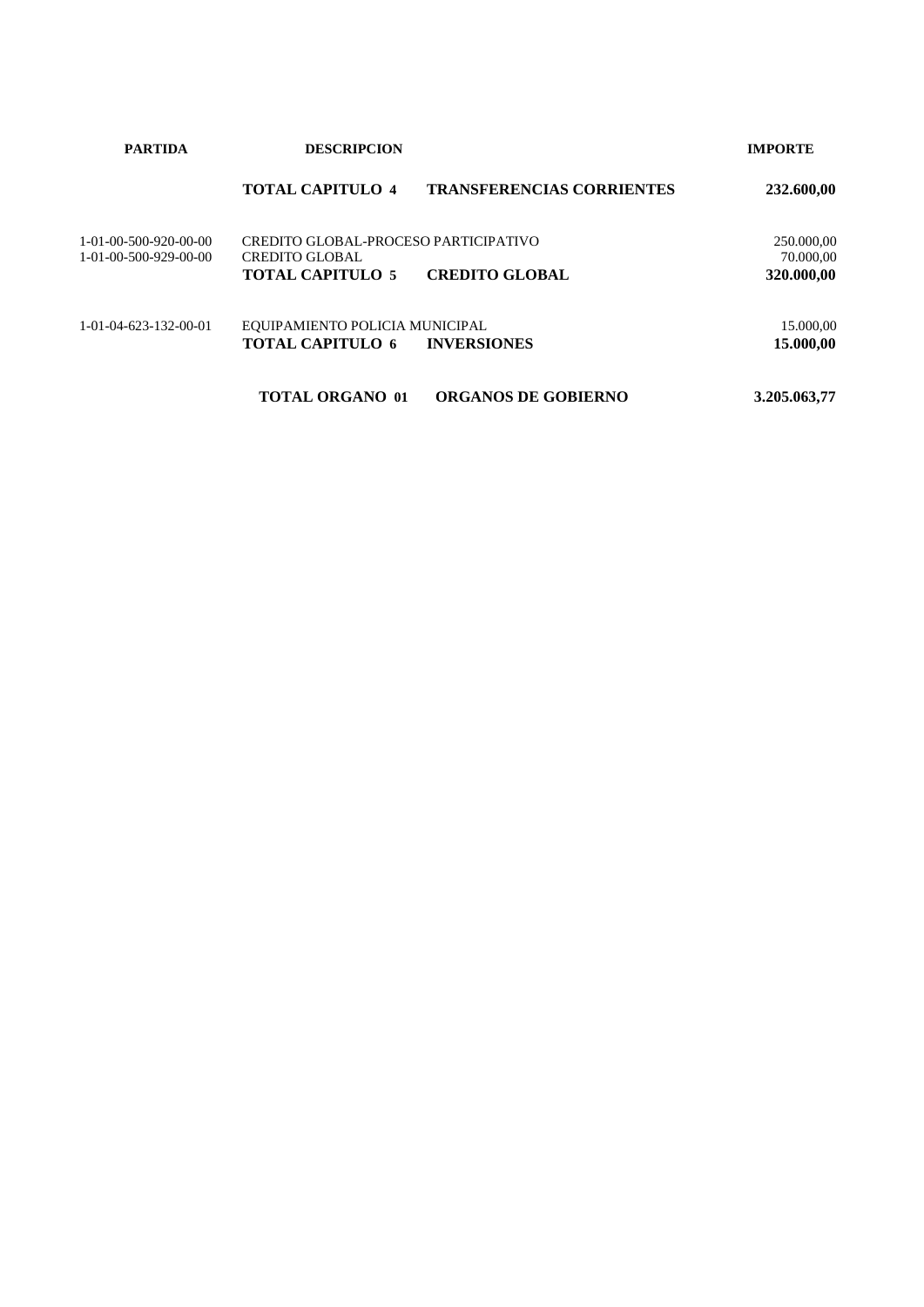| PARTIDA | DESCRIPCION | | IMPORTE |
|---|---|---|---|
| | **TOTAL CAPITULO 4** | **TRANSFERENCIAS CORRIENTES** | **232.600,00** |
| 1-01-00-500-920-00-00 | CREDITO GLOBAL-PROCESO PARTICIPATIVO | | 250.000,00 |
| 1-01-00-500-929-00-00 | CREDITO GLOBAL | | 70.000,00 |
| | **TOTAL CAPITULO 5** | **CREDITO GLOBAL** | **320.000,00** |
| 1-01-04-623-132-00-01 | EQUIPAMIENTO POLICIA MUNICIPAL | | 15.000,00 |
| | **TOTAL CAPITULO 6** | **INVERSIONES** | **15.000,00** |
| | **TOTAL ORGANO 01** | **ORGANOS DE GOBIERNO** | **3.205.063,77** |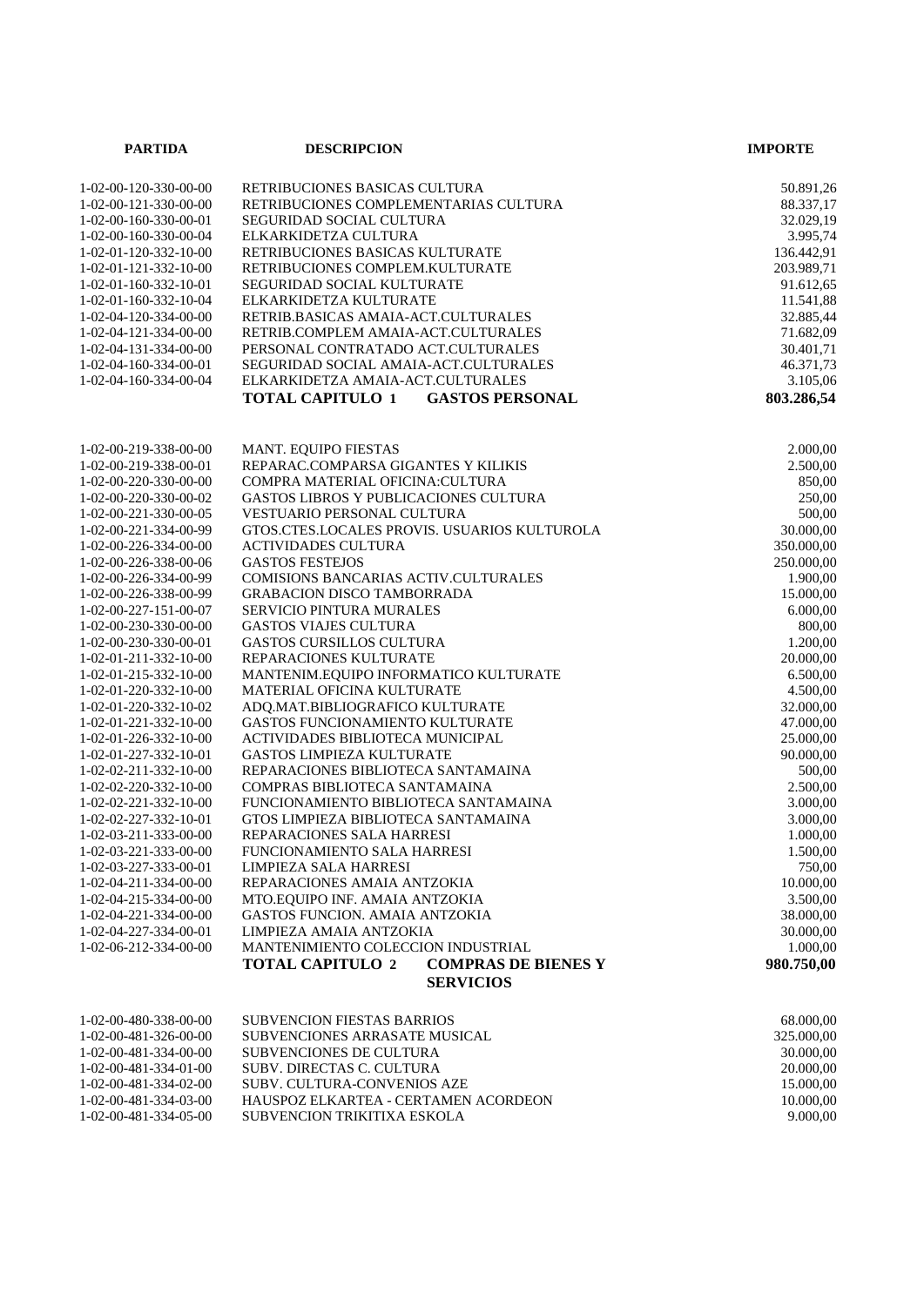| PARTIDA | DESCRIPCION | IMPORTE |
|---|---|---|
| 1-02-00-120-330-00-00 | RETRIBUCIONES BASICAS CULTURA | 50.891,26 |
| 1-02-00-121-330-00-00 | RETRIBUCIONES COMPLEMENTARIAS CULTURA | 88.337,17 |
| 1-02-00-160-330-00-01 | SEGURIDAD SOCIAL CULTURA | 32.029,19 |
| 1-02-00-160-330-00-04 | ELKARKIDETZA CULTURA | 3.995,74 |
| 1-02-01-120-332-10-00 | RETRIBUCIONES BASICAS KULTURATE | 136.442,91 |
| 1-02-01-121-332-10-00 | RETRIBUCIONES COMPLEM.KULTURATE | 203.989,71 |
| 1-02-01-160-332-10-01 | SEGURIDAD SOCIAL KULTURATE | 91.612,65 |
| 1-02-01-160-332-10-04 | ELKARKIDETZA KULTURATE | 11.541,88 |
| 1-02-04-120-334-00-00 | RETRIB.BASICAS AMAIA-ACT.CULTURALES | 32.885,44 |
| 1-02-04-121-334-00-00 | RETRIB.COMPLEM AMAIA-ACT.CULTURALES | 71.682,09 |
| 1-02-04-131-334-00-00 | PERSONAL CONTRATADO ACT.CULTURALES | 30.401,71 |
| 1-02-04-160-334-00-01 | SEGURIDAD SOCIAL AMAIA-ACT.CULTURALES | 46.371,73 |
| 1-02-04-160-334-00-04 | ELKARKIDETZA AMAIA-ACT.CULTURALES | 3.105,06 |
| | **TOTAL CAPITULO 1 GASTOS PERSONAL** | **803.286,54** |
| 1-02-00-219-338-00-00 | MANT. EQUIPO FIESTAS | 2.000,00 |
| 1-02-00-219-338-00-01 | REPARAC.COMPARSA GIGANTES Y KILIKIS | 2.500,00 |
| 1-02-00-220-330-00-00 | COMPRA MATERIAL OFICINA:CULTURA | 850,00 |
| 1-02-00-220-330-00-02 | GASTOS LIBROS Y PUBLICACIONES CULTURA | 250,00 |
| 1-02-00-221-330-00-05 | VESTUARIO PERSONAL CULTURA | 500,00 |
| 1-02-00-221-334-00-99 | GTOS.CTES.LOCALES PROVIS. USUARIOS KULTUROLA | 30.000,00 |
| 1-02-00-226-334-00-00 | ACTIVIDADES CULTURA | 350.000,00 |
| 1-02-00-226-338-00-06 | GASTOS FESTEJOS | 250.000,00 |
| 1-02-00-226-334-00-99 | COMISIONS BANCARIAS ACTIV.CULTURALES | 1.900,00 |
| 1-02-00-226-338-00-99 | GRABACION DISCO TAMBORRADA | 15.000,00 |
| 1-02-00-227-151-00-07 | SERVICIO PINTURA MURALES | 6.000,00 |
| 1-02-00-230-330-00-00 | GASTOS VIAJES CULTURA | 800,00 |
| 1-02-00-230-330-00-01 | GASTOS CURSILLOS CULTURA | 1.200,00 |
| 1-02-01-211-332-10-00 | REPARACIONES KULTURATE | 20.000,00 |
| 1-02-01-215-332-10-00 | MANTENIM.EQUIPO INFORMATICO KULTURATE | 6.500,00 |
| 1-02-01-220-332-10-00 | MATERIAL OFICINA KULTURATE | 4.500,00 |
| 1-02-01-220-332-10-02 | ADQ.MAT.BIBLIOGRAFICO KULTURATE | 32.000,00 |
| 1-02-01-221-332-10-00 | GASTOS FUNCIONAMIENTO KULTURATE | 47.000,00 |
| 1-02-01-226-332-10-00 | ACTIVIDADES BIBLIOTECA MUNICIPAL | 25.000,00 |
| 1-02-01-227-332-10-01 | GASTOS LIMPIEZA KULTURATE | 90.000,00 |
| 1-02-02-211-332-10-00 | REPARACIONES BIBLIOTECA SANTAMAINA | 500,00 |
| 1-02-02-220-332-10-00 | COMPRAS BIBLIOTECA SANTAMAINA | 2.500,00 |
| 1-02-02-221-332-10-00 | FUNCIONAMIENTO BIBLIOTECA SANTAMAINA | 3.000,00 |
| 1-02-02-227-332-10-01 | GTOS LIMPIEZA BIBLIOTECA SANTAMAINA | 3.000,00 |
| 1-02-03-211-333-00-00 | REPARACIONES SALA HARRESI | 1.000,00 |
| 1-02-03-221-333-00-00 | FUNCIONAMIENTO SALA HARRESI | 1.500,00 |
| 1-02-03-227-333-00-01 | LIMPIEZA SALA HARRESI | 750,00 |
| 1-02-04-211-334-00-00 | REPARACIONES AMAIA ANTZOKIA | 10.000,00 |
| 1-02-04-215-334-00-00 | MTO.EQUIPO INF. AMAIA ANTZOKIA | 3.500,00 |
| 1-02-04-221-334-00-00 | GASTOS FUNCION. AMAIA ANTZOKIA | 38.000,00 |
| 1-02-04-227-334-00-01 | LIMPIEZA AMAIA ANTZOKIA | 30.000,00 |
| 1-02-06-212-334-00-00 | MANTENIMIENTO COLECCION INDUSTRIAL | 1.000,00 |
| | **TOTAL CAPITULO 2 COMPRAS DE BIENES Y SERVICIOS** | **980.750,00** |
| 1-02-00-480-338-00-00 | SUBVENCION FIESTAS BARRIOS | 68.000,00 |
| 1-02-00-481-326-00-00 | SUBVENCIONES ARRASATE MUSICAL | 325.000,00 |
| 1-02-00-481-334-00-00 | SUBVENCIONES DE CULTURA | 30.000,00 |
| 1-02-00-481-334-01-00 | SUBV. DIRECTAS C. CULTURA | 20.000,00 |
| 1-02-00-481-334-02-00 | SUBV. CULTURA-CONVENIOS AZE | 15.000,00 |
| 1-02-00-481-334-03-00 | HAUSPOZ ELKARTEA - CERTAMEN ACORDEON | 10.000,00 |
| 1-02-00-481-334-05-00 | SUBVENCION TRIKITIXA ESKOLA | 9.000,00 |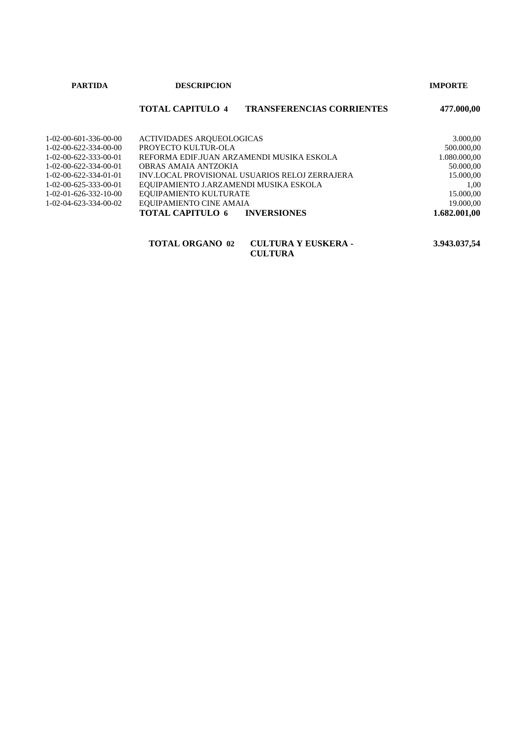| PARTIDA | DESCRIPCION | | IMPORTE |
|---|---|---|---|
| | **TOTAL CAPITULO 4** | **TRANSFERENCIAS CORRIENTES** | **477.000,00** |
| 1-02-00-601-336-00-00 | ACTIVIDADES ARQUEOLOGICAS | | 3.000,00 |
| 1-02-00-622-334-00-00 | PROYECTO KULTUR-OLA | | 500.000,00 |
| 1-02-00-622-333-00-01 | REFORMA EDIF.JUAN ARZAMENDI MUSIKA ESKOLA | | 1.080.000,00 |
| 1-02-00-622-334-00-01 | OBRAS AMAIA ANTZOKIA | | 50.000,00 |
| 1-02-00-622-334-01-01 | INV.LOCAL PROVISIONAL USUARIOS RELOJ ZERRAJERA | | 15.000,00 |
| 1-02-00-625-333-00-01 | EQUIPAMIENTO J.ARZAMENDI MUSIKA ESKOLA | | 1,00 |
| 1-02-01-626-332-10-00 | EQUIPAMIENTO KULTURATE | | 15.000,00 |
| 1-02-04-623-334-00-02 | EQUIPAMIENTO CINE AMAIA | | 19.000,00 |
| | **TOTAL CAPITULO 6** | **INVERSIONES** | **1.682.001,00** |
| | **TOTAL ORGANO 02** | **CULTURA Y EUSKERA - CULTURA** | **3.943.037,54** |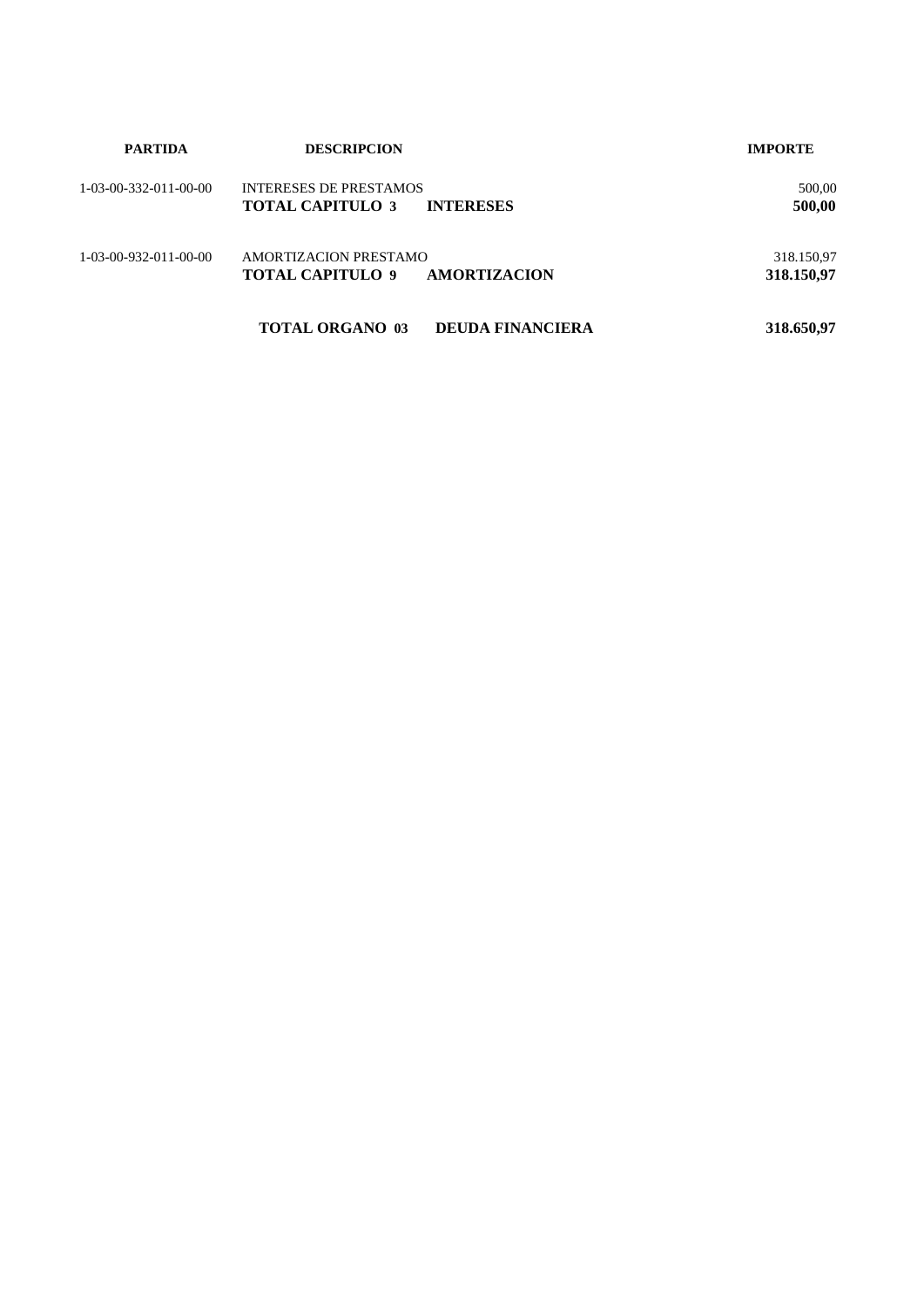| PARTIDA | DESCRIPCION | IMPORTE |
| --- | --- | --- |
| 1-03-00-332-011-00-00 | INTERESES DE PRESTAMOS | 500,00 |
| | **TOTAL CAPITULO 3 INTERESES** | **500,00** |
| 1-03-00-932-011-00-00 | AMORTIZACION PRESTAMO | 318.150,97 |
| | **TOTAL CAPITULO 9 AMORTIZACION** | **318.150,97** |
| | **TOTAL ORGANO 03 DEUDA FINANCIERA** | **318.650,97** |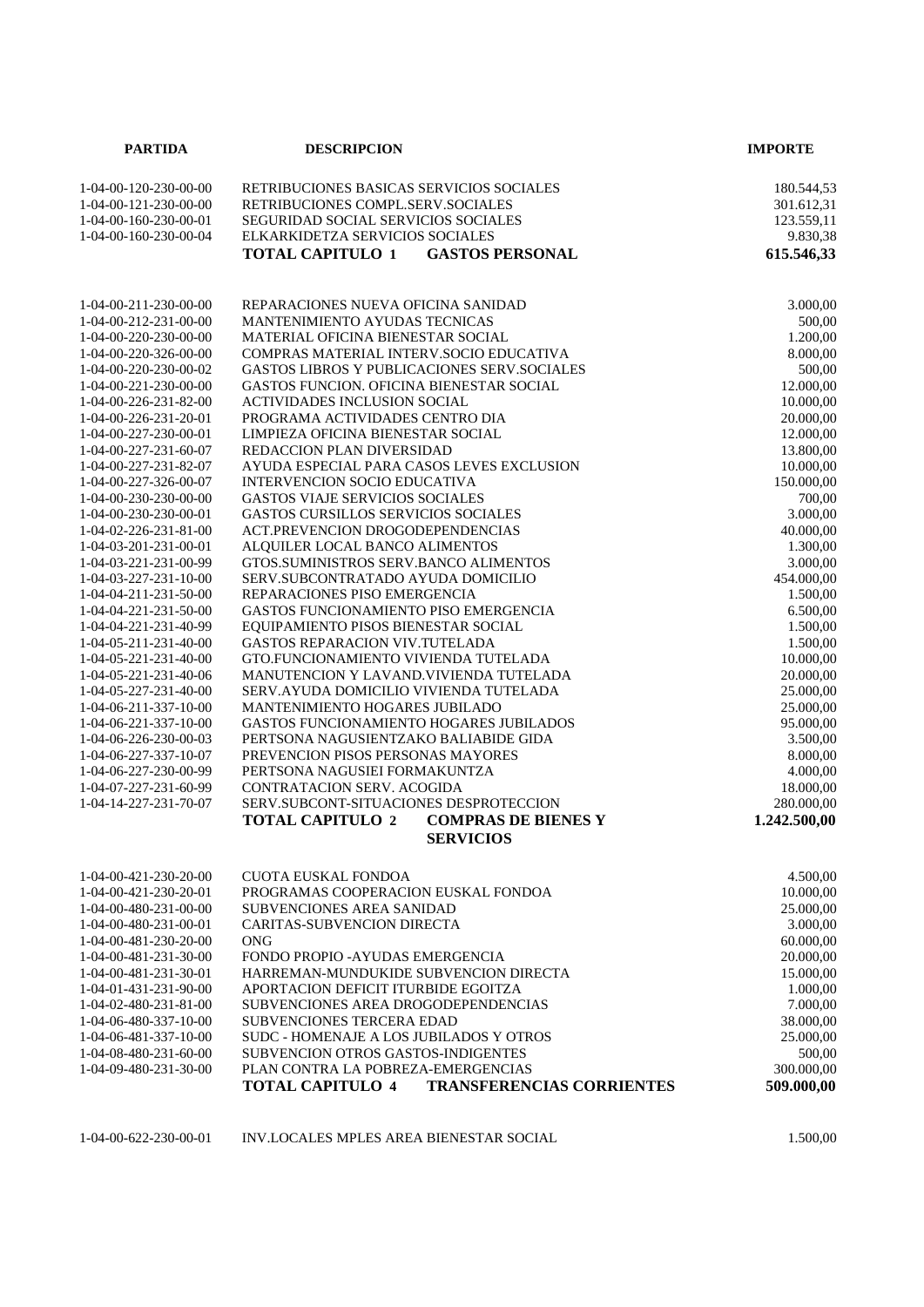| PARTIDA | DESCRIPCION | IMPORTE |
|---|---|---|
| 1-04-00-120-230-00-00 | RETRIBUCIONES BASICAS SERVICIOS SOCIALES | 180.544,53 |
| 1-04-00-121-230-00-00 | RETRIBUCIONES COMPL.SERV.SOCIALES | 301.612,31 |
| 1-04-00-160-230-00-01 | SEGURIDAD SOCIAL SERVICIOS SOCIALES | 123.559,11 |
| 1-04-00-160-230-00-04 | ELKARKIDETZA SERVICIOS SOCIALES | 9.830,38 |
| | **TOTAL CAPITULO 1 GASTOS PERSONAL** | **615.546,33** |
| 1-04-00-211-230-00-00 | REPARACIONES NUEVA OFICINA SANIDAD | 3.000,00 |
| 1-04-00-212-231-00-00 | MANTENIMIENTO AYUDAS TECNICAS | 500,00 |
| 1-04-00-220-230-00-00 | MATERIAL OFICINA BIENESTAR SOCIAL | 1.200,00 |
| 1-04-00-220-326-00-00 | COMPRAS MATERIAL INTERV.SOCIO EDUCATIVA | 8.000,00 |
| 1-04-00-220-230-00-02 | GASTOS LIBROS Y PUBLICACIONES SERV.SOCIALES | 500,00 |
| 1-04-00-221-230-00-00 | GASTOS FUNCION. OFICINA BIENESTAR SOCIAL | 12.000,00 |
| 1-04-00-226-231-82-00 | ACTIVIDADES INCLUSION SOCIAL | 10.000,00 |
| 1-04-00-226-231-20-01 | PROGRAMA ACTIVIDADES CENTRO DIA | 20.000,00 |
| 1-04-00-227-230-00-01 | LIMPIEZA OFICINA BIENESTAR SOCIAL | 12.000,00 |
| 1-04-00-227-231-60-07 | REDACCION PLAN DIVERSIDAD | 13.800,00 |
| 1-04-00-227-231-82-07 | AYUDA ESPECIAL PARA CASOS LEVES EXCLUSION | 10.000,00 |
| 1-04-00-227-326-00-07 | INTERVENCION SOCIO EDUCATIVA | 150.000,00 |
| 1-04-00-230-230-00-00 | GASTOS VIAJE SERVICIOS SOCIALES | 700,00 |
| 1-04-00-230-230-00-01 | GASTOS CURSILLOS SERVICIOS SOCIALES | 3.000,00 |
| 1-04-02-226-231-81-00 | ACT.PREVENCION DROGODEPENDENCIAS | 40.000,00 |
| 1-04-03-201-231-00-01 | ALQUILER LOCAL BANCO ALIMENTOS | 1.300,00 |
| 1-04-03-221-231-00-99 | GTOS.SUMINISTROS SERV.BANCO ALIMENTOS | 3.000,00 |
| 1-04-03-227-231-10-00 | SERV.SUBCONTRATADO AYUDA DOMICILIO | 454.000,00 |
| 1-04-04-211-231-50-00 | REPARACIONES PISO EMERGENCIA | 1.500,00 |
| 1-04-04-221-231-50-00 | GASTOS FUNCIONAMIENTO PISO EMERGENCIA | 6.500,00 |
| 1-04-04-221-231-40-99 | EQUIPAMIENTO PISOS BIENESTAR SOCIAL | 1.500,00 |
| 1-04-05-211-231-40-00 | GASTOS REPARACION VIV.TUTELADA | 1.500,00 |
| 1-04-05-221-231-40-00 | GTO.FUNCIONAMIENTO VIVIENDA TUTELADA | 10.000,00 |
| 1-04-05-221-231-40-06 | MANUTENCION Y LAVAND.VIVIENDA TUTELADA | 20.000,00 |
| 1-04-05-227-231-40-00 | SERV.AYUDA DOMICILIO VIVIENDA TUTELADA | 25.000,00 |
| 1-04-06-211-337-10-00 | MANTENIMIENTO HOGARES JUBILADO | 25.000,00 |
| 1-04-06-221-337-10-00 | GASTOS FUNCIONAMIENTO HOGARES JUBILADOS | 95.000,00 |
| 1-04-06-226-230-00-03 | PERTSONA NAGUSIENTZAKO BALIABIDE GIDA | 3.500,00 |
| 1-04-06-227-337-10-07 | PREVENCION PISOS PERSONAS MAYORES | 8.000,00 |
| 1-04-06-227-230-00-99 | PERTSONA NAGUSIEI FORMAKUNTZA | 4.000,00 |
| 1-04-07-227-231-60-99 | CONTRATACION SERV. ACOGIDA | 18.000,00 |
| 1-04-14-227-231-70-07 | SERV.SUBCONT-SITUACIONES DESPROTECCION | 280.000,00 |
| | **TOTAL CAPITULO 2 COMPRAS DE BIENES Y SERVICIOS** | **1.242.500,00** |
| 1-04-00-421-230-20-00 | CUOTA EUSKAL FONDOA | 4.500,00 |
| 1-04-00-421-230-20-01 | PROGRAMAS COOPERACION EUSKAL FONDOA | 10.000,00 |
| 1-04-00-480-231-00-00 | SUBVENCIONES AREA SANIDAD | 25.000,00 |
| 1-04-00-480-231-00-01 | CARITAS-SUBVENCION DIRECTA | 3.000,00 |
| 1-04-00-481-230-20-00 | ONG | 60.000,00 |
| 1-04-00-481-231-30-00 | FONDO PROPIO -AYUDAS EMERGENCIA | 20.000,00 |
| 1-04-00-481-231-30-01 | HARREMAN-MUNDUKIDE SUBVENCION DIRECTA | 15.000,00 |
| 1-04-01-431-231-90-00 | APORTACION DEFICIT ITURBIDE EGOITZA | 1.000,00 |
| 1-04-02-480-231-81-00 | SUBVENCIONES AREA DROGODEPENDENCIAS | 7.000,00 |
| 1-04-06-480-337-10-00 | SUBVENCIONES TERCERA EDAD | 38.000,00 |
| 1-04-06-481-337-10-00 | SUDC - HOMENAJE A LOS JUBILADOS Y OTROS | 25.000,00 |
| 1-04-08-480-231-60-00 | SUBVENCION OTROS GASTOS-INDIGENTES | 500,00 |
| 1-04-09-480-231-30-00 | PLAN CONTRA LA POBREZA-EMERGENCIAS | 300.000,00 |
| | **TOTAL CAPITULO 4 TRANSFERENCIAS CORRIENTES** | **509.000,00** |
| 1-04-00-622-230-00-01 | INV.LOCALES MPLES AREA BIENESTAR SOCIAL | 1.500,00 |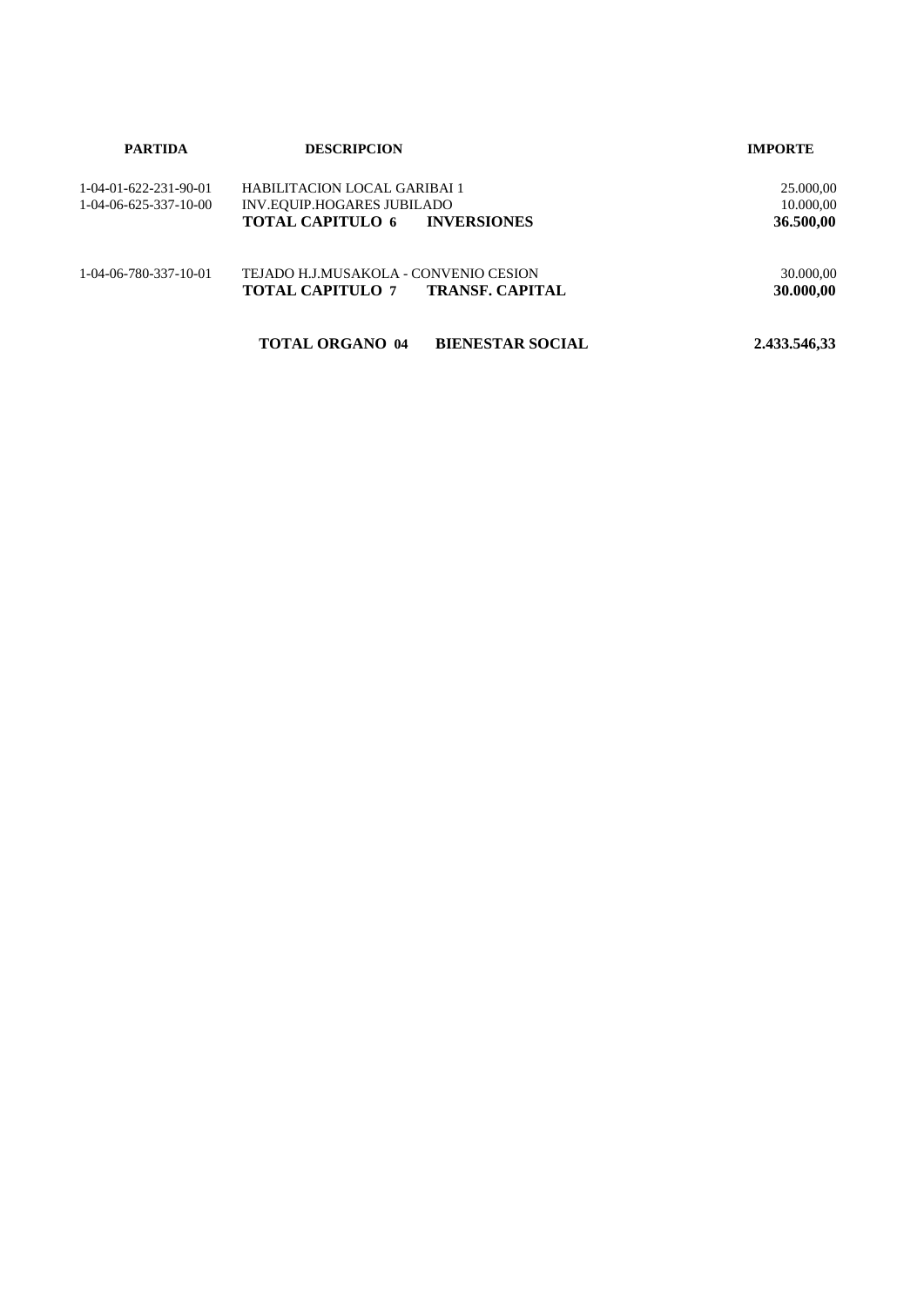| PARTIDA | DESCRIPCION | IMPORTE |
|---|---|---|
| 1-04-01-622-231-90-01 | HABILITACION LOCAL GARIBAI 1 | 25.000,00 |
| 1-04-06-625-337-10-00 | INV.EQUIP.HOGARES JUBILADO | 10.000,00 |
| | **TOTAL CAPITULO 6 INVERSIONES** | **36.500,00** |
| 1-04-06-780-337-10-01 | TEJADO H.J.MUSAKOLA - CONVENIO CESION | 30.000,00 |
| | **TOTAL CAPITULO 7 TRANSF. CAPITAL** | **30.000,00** |
| | **TOTAL ORGANO 04 BIENESTAR SOCIAL** | **2.433.546,33** |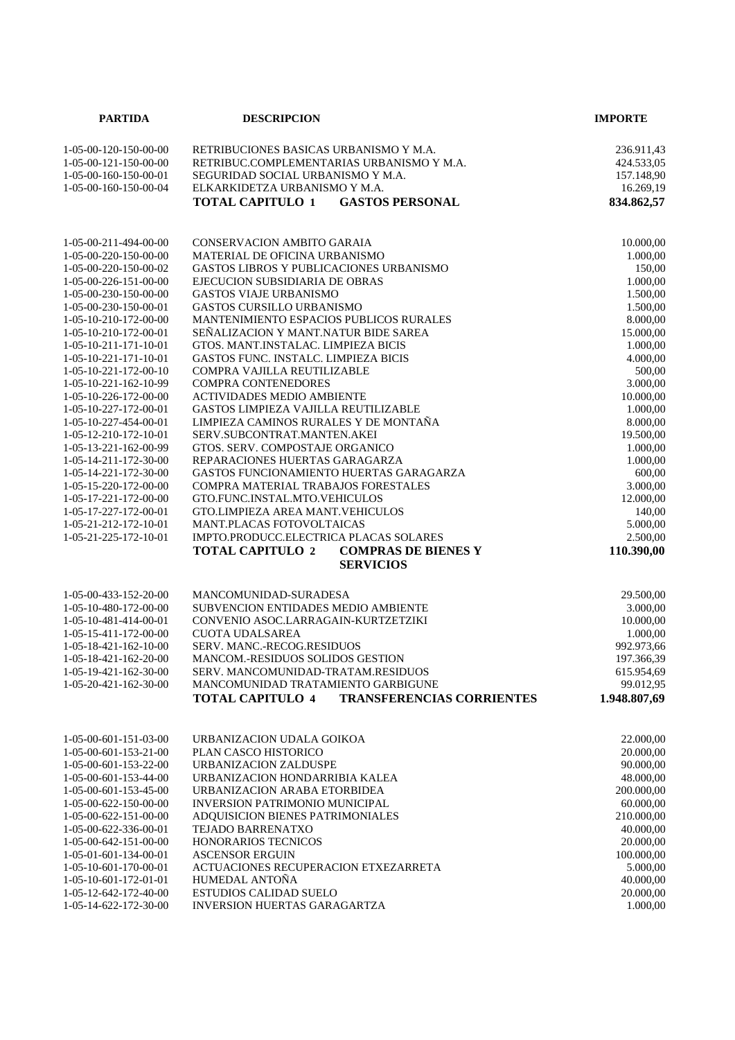| PARTIDA | DESCRIPCION | IMPORTE |
|---|---|---|
| 1-05-00-120-150-00-00 | RETRIBUCIONES BASICAS URBANISMO Y M.A. | 236.911,43 |
| 1-05-00-121-150-00-00 | RETRIBUC.COMPLEMENTARIAS URBANISMO Y M.A. | 424.533,05 |
| 1-05-00-160-150-00-01 | SEGURIDAD SOCIAL URBANISMO Y M.A. | 157.148,90 |
| 1-05-00-160-150-00-04 | ELKARKIDETZA URBANISMO Y M.A. | 16.269,19 |
| | **TOTAL CAPITULO 1 GASTOS PERSONAL** | **834.862,57** |
| 1-05-00-211-494-00-00 | CONSERVACION AMBITO GARAIA | 10.000,00 |
| 1-05-00-220-150-00-00 | MATERIAL DE OFICINA URBANISMO | 1.000,00 |
| 1-05-00-220-150-00-02 | GASTOS LIBROS Y PUBLICACIONES URBANISMO | 150,00 |
| 1-05-00-226-151-00-00 | EJECUCION SUBSIDIARIA DE OBRAS | 1.000,00 |
| 1-05-00-230-150-00-00 | GASTOS VIAJE URBANISMO | 1.500,00 |
| 1-05-00-230-150-00-01 | GASTOS CURSILLO URBANISMO | 1.500,00 |
| 1-05-10-210-172-00-00 | MANTENIMIENTO ESPACIOS PUBLICOS RURALES | 8.000,00 |
| 1-05-10-210-172-00-01 | SEÑALIZACION Y MANT.NATUR BIDE SAREA | 15.000,00 |
| 1-05-10-211-171-10-01 | GTOS. MANT.INSTALAC. LIMPIEZA BICIS | 1.000,00 |
| 1-05-10-221-171-10-01 | GASTOS FUNC. INSTALC. LIMPIEZA BICIS | 4.000,00 |
| 1-05-10-221-172-00-10 | COMPRA VAJILLA REUTILIZABLE | 500,00 |
| 1-05-10-221-162-10-99 | COMPRA CONTENEDORES | 3.000,00 |
| 1-05-10-226-172-00-00 | ACTIVIDADES MEDIO AMBIENTE | 10.000,00 |
| 1-05-10-227-172-00-01 | GASTOS LIMPIEZA VAJILLA REUTILIZABLE | 1.000,00 |
| 1-05-10-227-454-00-01 | LIMPIEZA CAMINOS RURALES Y DE MONTAÑA | 8.000,00 |
| 1-05-12-210-172-10-01 | SERV.SUBCONTRAT.MANTEN.AKEI | 19.500,00 |
| 1-05-13-221-162-00-99 | GTOS. SERV. COMPOSTAJE ORGANICO | 1.000,00 |
| 1-05-14-211-172-30-00 | REPARACIONES HUERTAS GARAGARZA | 1.000,00 |
| 1-05-14-221-172-30-00 | GASTOS FUNCIONAMIENTO HUERTAS GARAGARZA | 600,00 |
| 1-05-15-220-172-00-00 | COMPRA MATERIAL TRABAJOS FORESTALES | 3.000,00 |
| 1-05-17-221-172-00-00 | GTO.FUNC.INSTAL.MTO.VEHICULOS | 12.000,00 |
| 1-05-17-227-172-00-01 | GTO.LIMPIEZA AREA MANT.VEHICULOS | 140,00 |
| 1-05-21-212-172-10-01 | MANT.PLACAS FOTOVOLTAICAS | 5.000,00 |
| 1-05-21-225-172-10-01 | IMPTO.PRODUCC.ELECTRICA PLACAS SOLARES | 2.500,00 |
| | **TOTAL CAPITULO 2 COMPRAS DE BIENES Y SERVICIOS** | **110.390,00** |
| 1-05-00-433-152-20-00 | MANCOMUNIDAD-SURADESA | 29.500,00 |
| 1-05-10-480-172-00-00 | SUBVENCION ENTIDADES MEDIO AMBIENTE | 3.000,00 |
| 1-05-10-481-414-00-01 | CONVENIO ASOC.LARRAGAIN-KURTZETZIKI | 10.000,00 |
| 1-05-15-411-172-00-00 | CUOTA UDALSAREA | 1.000,00 |
| 1-05-18-421-162-10-00 | SERV. MANC.-RECOG.RESIDUOS | 992.973,66 |
| 1-05-18-421-162-20-00 | MANCOM.-RESIDUOS SOLIDOS GESTION | 197.366,39 |
| 1-05-19-421-162-30-00 | SERV. MANCOMUNIDAD-TRATAM.RESIDUOS | 615.954,69 |
| 1-05-20-421-162-30-00 | MANCOMUNIDAD TRATAMIENTO GARBIGUNE | 99.012,95 |
| | **TOTAL CAPITULO 4 TRANSFERENCIAS CORRIENTES** | **1.948.807,69** |
| 1-05-00-601-151-03-00 | URBANIZACION UDALA GOIKOA | 22.000,00 |
| 1-05-00-601-153-21-00 | PLAN CASCO HISTORICO | 20.000,00 |
| 1-05-00-601-153-22-00 | URBANIZACION ZALDUSPE | 90.000,00 |
| 1-05-00-601-153-44-00 | URBANIZACION HONDARRIBIA KALEA | 48.000,00 |
| 1-05-00-601-153-45-00 | URBANIZACION ARABA ETORBIDEA | 200.000,00 |
| 1-05-00-622-150-00-00 | INVERSION PATRIMONIO MUNICIPAL | 60.000,00 |
| 1-05-00-622-151-00-00 | ADQUISICION BIENES PATRIMONIALES | 210.000,00 |
| 1-05-00-622-336-00-01 | TEJADO BARRENATXO | 40.000,00 |
| 1-05-00-642-151-00-00 | HONORARIOS TECNICOS | 20.000,00 |
| 1-05-01-601-134-00-01 | ASCENSOR ERGUIN | 100.000,00 |
| 1-05-10-601-170-00-01 | ACTUACIONES RECUPERACION ETXEZARRETA | 5.000,00 |
| 1-05-10-601-172-01-01 | HUMEDAL ANTOÑA | 40.000,00 |
| 1-05-12-642-172-40-00 | ESTUDIOS CALIDAD SUELO | 20.000,00 |
| 1-05-14-622-172-30-00 | INVERSION HUERTAS GARAGARTZA | 1.000,00 |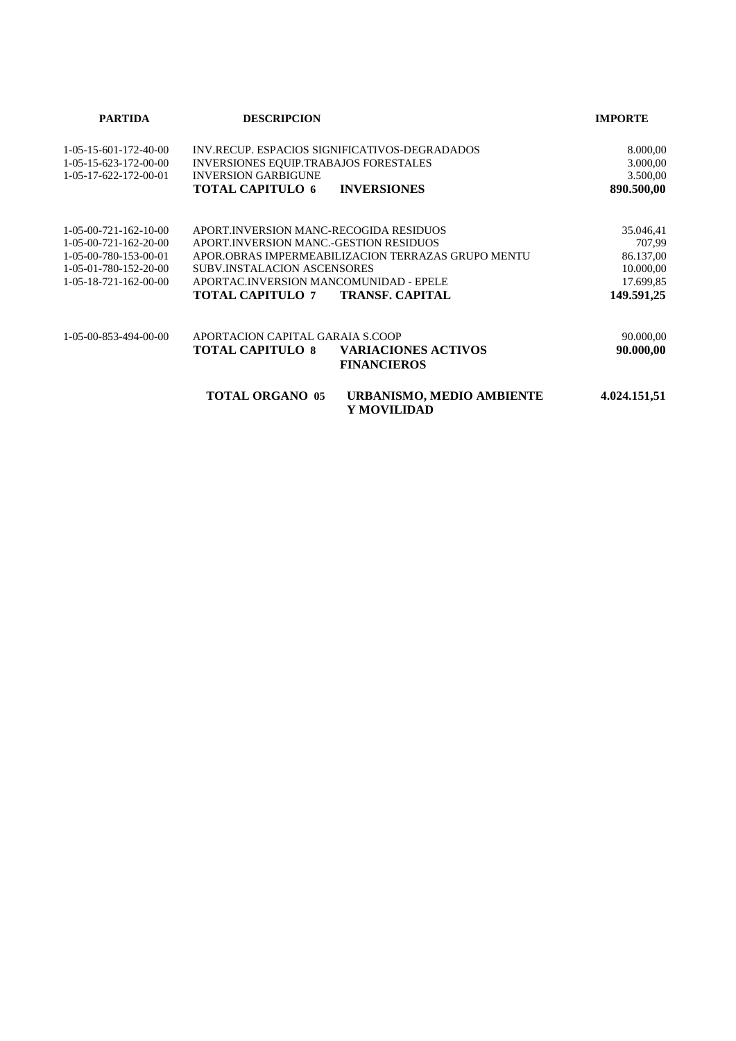| PARTIDA | DESCRIPCION | | IMPORTE |
|---|---|---|---|
| 1-05-15-601-172-40-00 | INV.RECUP. ESPACIOS SIGNIFICATIVOS-DEGRADADOS | | 8.000,00 |
| 1-05-15-623-172-00-00 | INVERSIONES EQUIP.TRABAJOS FORESTALES | | 3.000,00 |
| 1-05-17-622-172-00-01 | INVERSION GARBIGUNE | | 3.500,00 |
| | **TOTAL CAPITULO 6** | **INVERSIONES** | **890.500,00** |
| 1-05-00-721-162-10-00 | APORT.INVERSION MANC-RECOGIDA RESIDUOS | | 35.046,41 |
| 1-05-00-721-162-20-00 | APORT.INVERSION MANC.-GESTION RESIDUOS | | 707,99 |
| 1-05-00-780-153-00-01 | APOR.OBRAS IMPERMEABILIZACION TERRAZAS GRUPO MENTU | | 86.137,00 |
| 1-05-01-780-152-20-00 | SUBV.INSTALACION ASCENSORES | | 10.000,00 |
| 1-05-18-721-162-00-00 | APORTAC.INVERSION MANCOMUNIDAD - EPELE | | 17.699,85 |
| | **TOTAL CAPITULO 7** | **TRANSF. CAPITAL** | **149.591,25** |
| 1-05-00-853-494-00-00 | APORTACION CAPITAL GARAIA S.COOP | | 90.000,00 |
| | **TOTAL CAPITULO 8** | **VARIACIONES ACTIVOS FINANCIEROS** | **90.000,00** |
| | **TOTAL ORGANO 05** | **URBANISMO, MEDIO AMBIENTE Y MOVILIDAD** | **4.024.151,51** |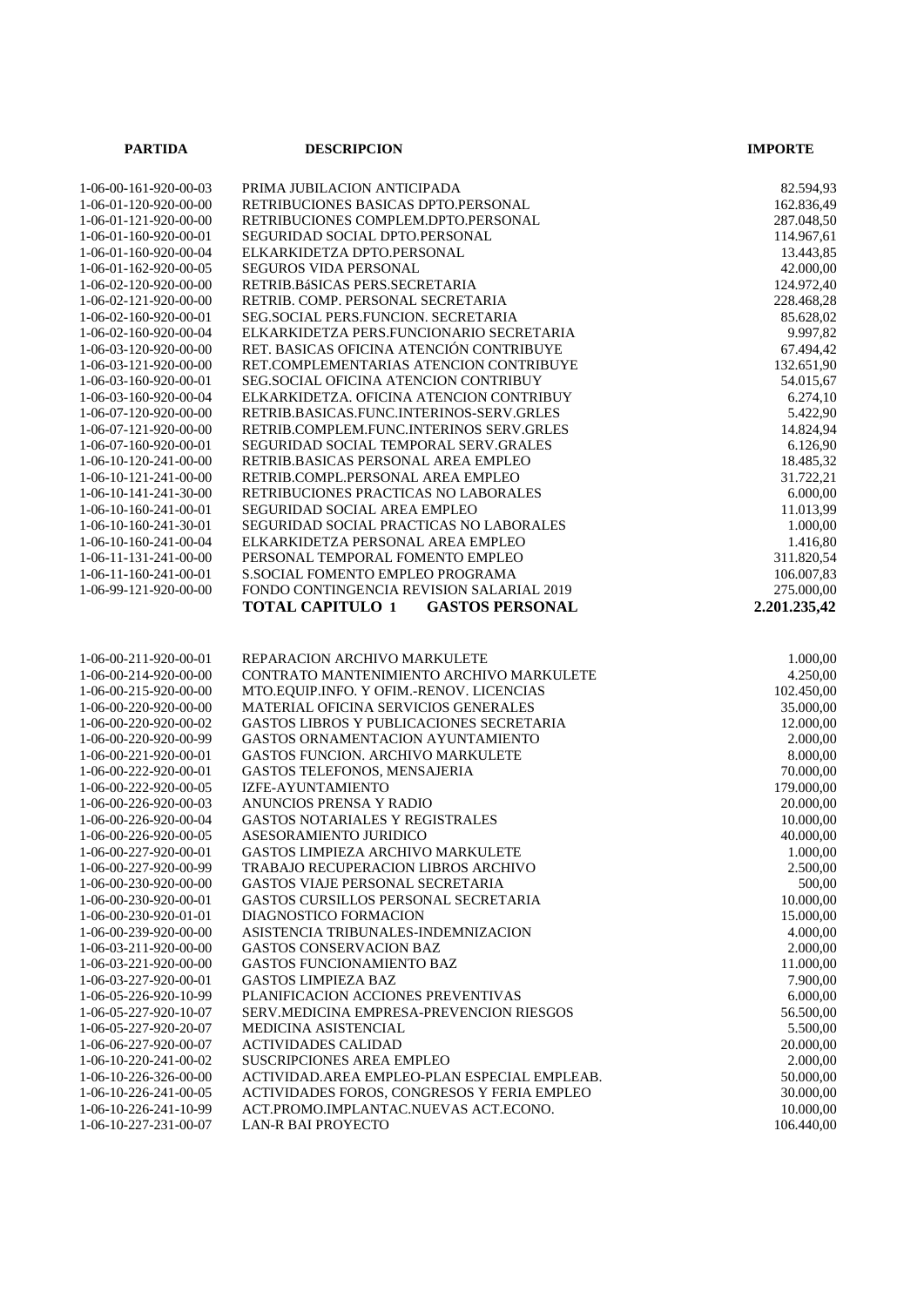| PARTIDA | DESCRIPCION | IMPORTE |
|---|---|---|
| 1-06-00-161-920-00-03 | PRIMA JUBILACION ANTICIPADA | 82.594,93 |
| 1-06-01-120-920-00-00 | RETRIBUCIONES BASICAS DPTO.PERSONAL | 162.836,49 |
| 1-06-01-121-920-00-00 | RETRIBUCIONES COMPLEM.DPTO.PERSONAL | 287.048,50 |
| 1-06-01-160-920-00-01 | SEGURIDAD SOCIAL DPTO.PERSONAL | 114.967,61 |
| 1-06-01-160-920-00-04 | ELKARKIDETZA DPTO.PERSONAL | 13.443,85 |
| 1-06-01-162-920-00-05 | SEGUROS VIDA PERSONAL | 42.000,00 |
| 1-06-02-120-920-00-00 | RETRIB.BáSICAS PERS.SECRETARIA | 124.972,40 |
| 1-06-02-121-920-00-00 | RETRIB. COMP. PERSONAL SECRETARIA | 228.468,28 |
| 1-06-02-160-920-00-01 | SEG.SOCIAL PERS.FUNCION. SECRETARIA | 85.628,02 |
| 1-06-02-160-920-00-04 | ELKARKIDETZA PERS.FUNCIONARIO SECRETARIA | 9.997,82 |
| 1-06-03-120-920-00-00 | RET. BASICAS OFICINA ATENCIÓN CONTRIBUYE | 67.494,42 |
| 1-06-03-121-920-00-00 | RET.COMPLEMENTARIAS ATENCION CONTRIBUYE | 132.651,90 |
| 1-06-03-160-920-00-01 | SEG.SOCIAL OFICINA ATENCION CONTRIBUY | 54.015,67 |
| 1-06-03-160-920-00-04 | ELKARKIDETZA. OFICINA ATENCION CONTRIBUY | 6.274,10 |
| 1-06-07-120-920-00-00 | RETRIB.BASICAS.FUNC.INTERINOS-SERV.GRLES | 5.422,90 |
| 1-06-07-121-920-00-00 | RETRIB.COMPLEM.FUNC.INTERINOS SERV.GRLES | 14.824,94 |
| 1-06-07-160-920-00-01 | SEGURIDAD SOCIAL TEMPORAL SERV.GRALES | 6.126,90 |
| 1-06-10-120-241-00-00 | RETRIB.BASICAS PERSONAL AREA EMPLEO | 18.485,32 |
| 1-06-10-121-241-00-00 | RETRIB.COMPL.PERSONAL AREA EMPLEO | 31.722,21 |
| 1-06-10-141-241-30-00 | RETRIBUCIONES PRACTICAS NO LABORALES | 6.000,00 |
| 1-06-10-160-241-00-01 | SEGURIDAD SOCIAL AREA EMPLEO | 11.013,99 |
| 1-06-10-160-241-30-01 | SEGURIDAD SOCIAL PRACTICAS NO LABORALES | 1.000,00 |
| 1-06-10-160-241-00-04 | ELKARKIDETZA PERSONAL AREA EMPLEO | 1.416,80 |
| 1-06-11-131-241-00-00 | PERSONAL TEMPORAL FOMENTO EMPLEO | 311.820,54 |
| 1-06-11-160-241-00-01 | S.SOCIAL FOMENTO EMPLEO PROGRAMA | 106.007,83 |
| 1-06-99-121-920-00-00 | FONDO CONTINGENCIA REVISION SALARIAL 2019 | 275.000,00 |
| | **TOTAL CAPITULO 1 GASTOS PERSONAL** | **2.201.235,42** |
| | | |
| 1-06-00-211-920-00-01 | REPARACION ARCHIVO MARKULETE | 1.000,00 |
| 1-06-00-214-920-00-00 | CONTRATO MANTENIMIENTO ARCHIVO MARKULETE | 4.250,00 |
| 1-06-00-215-920-00-00 | MTO.EQUIP.INFO. Y OFIM.-RENOV. LICENCIAS | 102.450,00 |
| 1-06-00-220-920-00-00 | MATERIAL OFICINA SERVICIOS GENERALES | 35.000,00 |
| 1-06-00-220-920-00-02 | GASTOS LIBROS Y PUBLICACIONES SECRETARIA | 12.000,00 |
| 1-06-00-220-920-00-99 | GASTOS ORNAMENTACION AYUNTAMIENTO | 2.000,00 |
| 1-06-00-221-920-00-01 | GASTOS FUNCION. ARCHIVO MARKULETE | 8.000,00 |
| 1-06-00-222-920-00-01 | GASTOS TELEFONOS, MENSAJERIA | 70.000,00 |
| 1-06-00-222-920-00-05 | IZFE-AYUNTAMIENTO | 179.000,00 |
| 1-06-00-226-920-00-03 | ANUNCIOS PRENSA Y RADIO | 20.000,00 |
| 1-06-00-226-920-00-04 | GASTOS NOTARIALES Y REGISTRALES | 10.000,00 |
| 1-06-00-226-920-00-05 | ASESORAMIENTO JURIDICO | 40.000,00 |
| 1-06-00-227-920-00-01 | GASTOS LIMPIEZA ARCHIVO MARKULETE | 1.000,00 |
| 1-06-00-227-920-00-99 | TRABAJO RECUPERACION LIBROS ARCHIVO | 2.500,00 |
| 1-06-00-230-920-00-00 | GASTOS VIAJE PERSONAL SECRETARIA | 500,00 |
| 1-06-00-230-920-00-01 | GASTOS CURSILLOS PERSONAL SECRETARIA | 10.000,00 |
| 1-06-00-230-920-01-01 | DIAGNOSTICO FORMACION | 15.000,00 |
| 1-06-00-239-920-00-00 | ASISTENCIA TRIBUNALES-INDEMNIZACION | 4.000,00 |
| 1-06-03-211-920-00-00 | GASTOS CONSERVACION BAZ | 2.000,00 |
| 1-06-03-221-920-00-00 | GASTOS FUNCIONAMIENTO BAZ | 11.000,00 |
| 1-06-03-227-920-00-01 | GASTOS LIMPIEZA BAZ | 7.900,00 |
| 1-06-05-226-920-10-99 | PLANIFICACION ACCIONES PREVENTIVAS | 6.000,00 |
| 1-06-05-227-920-10-07 | SERV.MEDICINA EMPRESA-PREVENCION RIESGOS | 56.500,00 |
| 1-06-05-227-920-20-07 | MEDICINA ASISTENCIAL | 5.500,00 |
| 1-06-06-227-920-00-07 | ACTIVIDADES CALIDAD | 20.000,00 |
| 1-06-10-220-241-00-02 | SUSCRIPCIONES AREA EMPLEO | 2.000,00 |
| 1-06-10-226-326-00-00 | ACTIVIDAD.AREA EMPLEO-PLAN ESPECIAL EMPLEAB. | 50.000,00 |
| 1-06-10-226-241-00-05 | ACTIVIDADES FOROS, CONGRESOS Y FERIA EMPLEO | 30.000,00 |
| 1-06-10-226-241-10-99 | ACT.PROMO.IMPLANTAC.NUEVAS ACT.ECONO. | 10.000,00 |
| 1-06-10-227-231-00-07 | LAN-R BAI PROYECTO | 106.440,00 |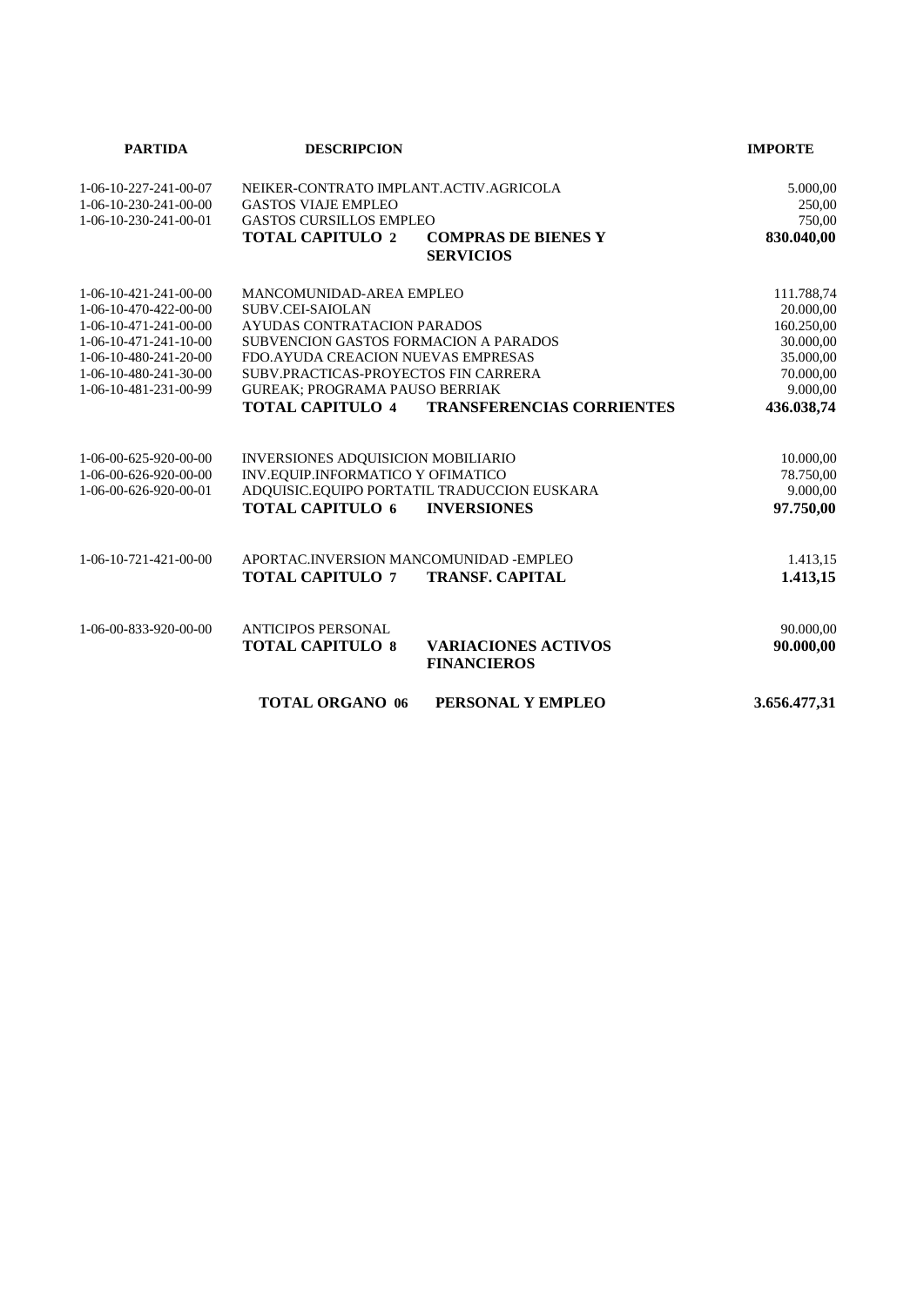| PARTIDA | DESCRIPCION | | IMPORTE |
|---|---|---|---|
| 1-06-10-227-241-00-07 | NEIKER-CONTRATO IMPLANT.ACTIV.AGRICOLA | | 5.000,00 |
| 1-06-10-230-241-00-00 | GASTOS VIAJE EMPLEO | | 250,00 |
| 1-06-10-230-241-00-01 | GASTOS CURSILLOS EMPLEO | | 750,00 |
| | **TOTAL CAPITULO 2** | **COMPRAS DE BIENES Y SERVICIOS** | **830.040,00** |
| 1-06-10-421-241-00-00 | MANCOMUNIDAD-AREA EMPLEO | | 111.788,74 |
| 1-06-10-470-422-00-00 | SUBV.CEI-SAIOLAN | | 20.000,00 |
| 1-06-10-471-241-00-00 | AYUDAS CONTRATACION PARADOS | | 160.250,00 |
| 1-06-10-471-241-10-00 | SUBVENCION GASTOS FORMACION A PARADOS | | 30.000,00 |
| 1-06-10-480-241-20-00 | FDO.AYUDA CREACION NUEVAS EMPRESAS | | 35.000,00 |
| 1-06-10-480-241-30-00 | SUBV.PRACTICAS-PROYECTOS FIN CARRERA | | 70.000,00 |
| 1-06-10-481-231-00-99 | GUREAK; PROGRAMA PAUSO BERRIAK | | 9.000,00 |
| | **TOTAL CAPITULO 4** | **TRANSFERENCIAS CORRIENTES** | **436.038,74** |
| 1-06-00-625-920-00-00 | INVERSIONES ADQUISICION MOBILIARIO | | 10.000,00 |
| 1-06-00-626-920-00-00 | INV.EQUIP.INFORMATICO Y OFIMATICO | | 78.750,00 |
| 1-06-00-626-920-00-01 | ADQUISIC.EQUIPO PORTATIL TRADUCCION EUSKARA | | 9.000,00 |
| | **TOTAL CAPITULO 6** | **INVERSIONES** | **97.750,00** |
| 1-06-10-721-421-00-00 | APORTAC.INVERSION MANCOMUNIDAD -EMPLEO | | 1.413,15 |
| | **TOTAL CAPITULO 7** | **TRANSF. CAPITAL** | **1.413,15** |
| 1-06-00-833-920-00-00 | ANTICIPOS PERSONAL | | 90.000,00 |
| | **TOTAL CAPITULO 8** | **VARIACIONES ACTIVOS FINANCIEROS** | **90.000,00** |
| | **TOTAL ORGANO 06** | **PERSONAL Y EMPLEO** | **3.656.477,31** |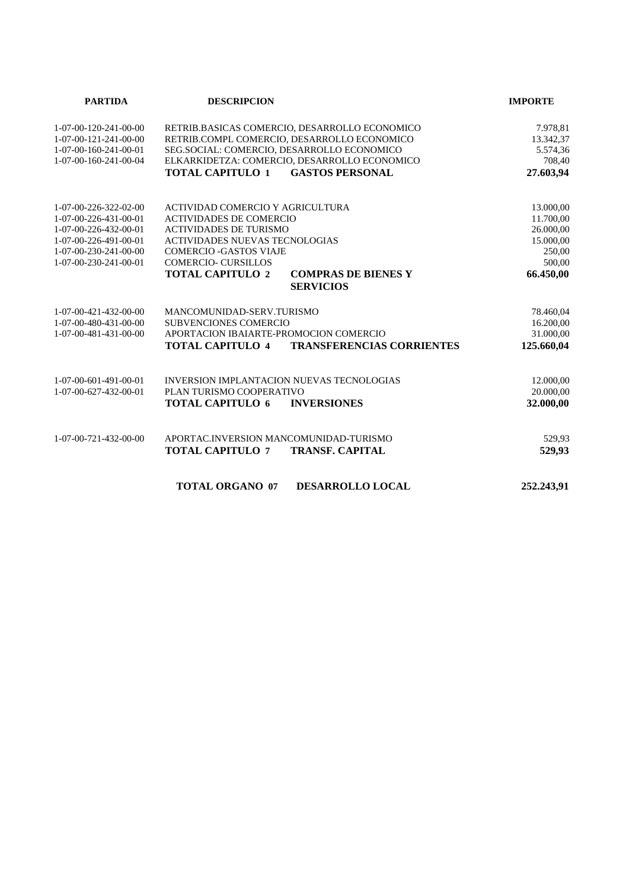| PARTIDA | DESCRIPCION | | IMPORTE |
|---|---|---|---|
| 1-07-00-120-241-00-00 | RETRIB.BASICAS COMERCIO, DESARROLLO ECONOMICO | | 7.978,81 |
| 1-07-00-121-241-00-00 | RETRIB.COMPL COMERCIO, DESARROLLO ECONOMICO | | 13.342,37 |
| 1-07-00-160-241-00-01 | SEG.SOCIAL: COMERCIO, DESARROLLO ECONOMICO | | 5.574,36 |
| 1-07-00-160-241-00-04 | ELKARKIDETZA: COMERCIO, DESARROLLO ECONOMICO | | 708,40 |
| | **TOTAL CAPITULO 1** | **GASTOS PERSONAL** | **27.603,94** |
| 1-07-00-226-322-02-00 | ACTIVIDAD COMERCIO Y AGRICULTURA | | 13.000,00 |
| 1-07-00-226-431-00-01 | ACTIVIDADES DE COMERCIO | | 11.700,00 |
| 1-07-00-226-432-00-01 | ACTIVIDADES DE TURISMO | | 26.000,00 |
| 1-07-00-226-491-00-01 | ACTIVIDADES NUEVAS TECNOLOGIAS | | 15.000,00 |
| 1-07-00-230-241-00-00 | COMERCIO -GASTOS VIAJE | | 250,00 |
| 1-07-00-230-241-00-01 | COMERCIO- CURSILLOS | | 500,00 |
| | **TOTAL CAPITULO 2** | **COMPRAS DE BIENES Y SERVICIOS** | **66.450,00** |
| 1-07-00-421-432-00-00 | MANCOMUNIDAD-SERV.TURISMO | | 78.460,04 |
| 1-07-00-480-431-00-00 | SUBVENCIONES COMERCIO | | 16.200,00 |
| 1-07-00-481-431-00-00 | APORTACION IBAIARTE-PROMOCION COMERCIO | | 31.000,00 |
| | **TOTAL CAPITULO 4** | **TRANSFERENCIAS CORRIENTES** | **125.660,04** |
| 1-07-00-601-491-00-01 | INVERSION IMPLANTACION NUEVAS TECNOLOGIAS | | 12.000,00 |
| 1-07-00-627-432-00-01 | PLAN TURISMO COOPERATIVO | | 20.000,00 |
| | **TOTAL CAPITULO 6** | **INVERSIONES** | **32.000,00** |
| 1-07-00-721-432-00-00 | APORTAC.INVERSION MANCOMUNIDAD-TURISMO | | 529,93 |
| | **TOTAL CAPITULO 7** | **TRANSF. CAPITAL** | **529,93** |
| | **TOTAL ORGANO 07** | **DESARROLLO LOCAL** | **252.243,91** |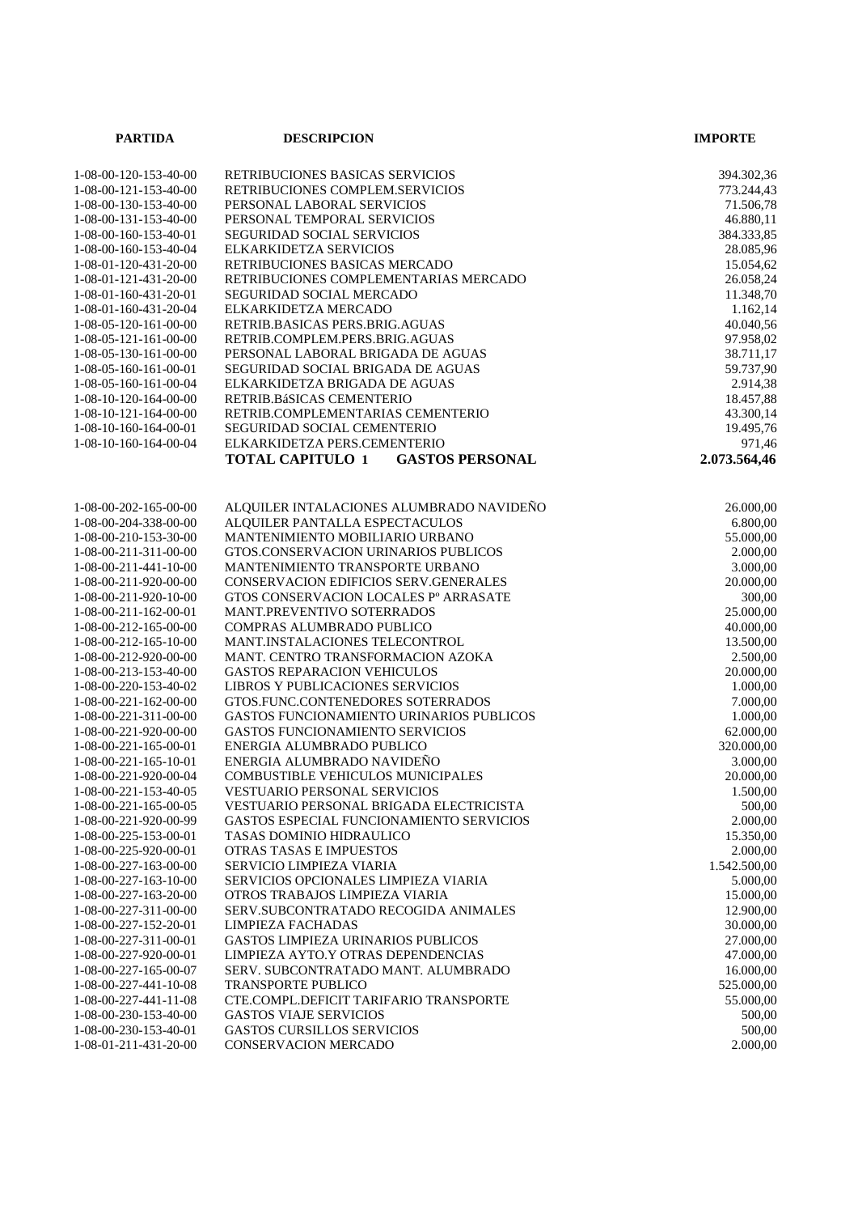| PARTIDA | DESCRIPCION | IMPORTE |
|---|---|---|
| 1-08-00-120-153-40-00 | RETRIBUCIONES BASICAS SERVICIOS | 394.302,36 |
| 1-08-00-121-153-40-00 | RETRIBUCIONES COMPLEM.SERVICIOS | 773.244,43 |
| 1-08-00-130-153-40-00 | PERSONAL LABORAL SERVICIOS | 71.506,78 |
| 1-08-00-131-153-40-00 | PERSONAL TEMPORAL SERVICIOS | 46.880,11 |
| 1-08-00-160-153-40-01 | SEGURIDAD SOCIAL SERVICIOS | 384.333,85 |
| 1-08-00-160-153-40-04 | ELKARKIDETZA SERVICIOS | 28.085,96 |
| 1-08-01-120-431-20-00 | RETRIBUCIONES BASICAS MERCADO | 15.054,62 |
| 1-08-01-121-431-20-00 | RETRIBUCIONES COMPLEMENTARIAS MERCADO | 26.058,24 |
| 1-08-01-160-431-20-01 | SEGURIDAD SOCIAL MERCADO | 11.348,70 |
| 1-08-01-160-431-20-04 | ELKARKIDETZA MERCADO | 1.162,14 |
| 1-08-05-120-161-00-00 | RETRIB.BASICAS PERS.BRIG.AGUAS | 40.040,56 |
| 1-08-05-121-161-00-00 | RETRIB.COMPLEM.PERS.BRIG.AGUAS | 97.958,02 |
| 1-08-05-130-161-00-00 | PERSONAL LABORAL BRIGADA DE AGUAS | 38.711,17 |
| 1-08-05-160-161-00-01 | SEGURIDAD SOCIAL BRIGADA DE AGUAS | 59.737,90 |
| 1-08-05-160-161-00-04 | ELKARKIDETZA BRIGADA DE AGUAS | 2.914,38 |
| 1-08-10-120-164-00-00 | RETRIB.BáSICAS CEMENTERIO | 18.457,88 |
| 1-08-10-121-164-00-00 | RETRIB.COMPLEMENTARIAS CEMENTERIO | 43.300,14 |
| 1-08-10-160-164-00-01 | SEGURIDAD SOCIAL CEMENTERIO | 19.495,76 |
| 1-08-10-160-164-00-04 | ELKARKIDETZA PERS.CEMENTERIO | 971,46 |
| | **TOTAL CAPITULO 1 GASTOS PERSONAL** | **2.073.564,46** |
| | | |
| 1-08-00-202-165-00-00 | ALQUILER INTALACIONES ALUMBRADO NAVIDEÑO | 26.000,00 |
| 1-08-00-204-338-00-00 | ALQUILER PANTALLA ESPECTACULOS | 6.800,00 |
| 1-08-00-210-153-30-00 | MANTENIMIENTO MOBILIARIO URBANO | 55.000,00 |
| 1-08-00-211-311-00-00 | GTOS.CONSERVACION URINARIOS PUBLICOS | 2.000,00 |
| 1-08-00-211-441-10-00 | MANTENIMIENTO TRANSPORTE URBANO | 3.000,00 |
| 1-08-00-211-920-00-00 | CONSERVACION EDIFICIOS SERV.GENERALES | 20.000,00 |
| 1-08-00-211-920-10-00 | GTOS CONSERVACION LOCALES Pº ARRASATE | 300,00 |
| 1-08-00-211-162-00-01 | MANT.PREVENTIVO SOTERRADOS | 25.000,00 |
| 1-08-00-212-165-00-00 | COMPRAS ALUMBRADO PUBLICO | 40.000,00 |
| 1-08-00-212-165-10-00 | MANT.INSTALACIONES TELECONTROL | 13.500,00 |
| 1-08-00-212-920-00-00 | MANT. CENTRO TRANSFORMACION AZOKA | 2.500,00 |
| 1-08-00-213-153-40-00 | GASTOS REPARACION VEHICULOS | 20.000,00 |
| 1-08-00-220-153-40-02 | LIBROS Y PUBLICACIONES SERVICIOS | 1.000,00 |
| 1-08-00-221-162-00-00 | GTOS.FUNC.CONTENEDORES SOTERRADOS | 7.000,00 |
| 1-08-00-221-311-00-00 | GASTOS FUNCIONAMIENTO URINARIOS PUBLICOS | 1.000,00 |
| 1-08-00-221-920-00-00 | GASTOS FUNCIONAMIENTO SERVICIOS | 62.000,00 |
| 1-08-00-221-165-00-01 | ENERGIA ALUMBRADO PUBLICO | 320.000,00 |
| 1-08-00-221-165-10-01 | ENERGIA ALUMBRADO NAVIDEÑO | 3.000,00 |
| 1-08-00-221-920-00-04 | COMBUSTIBLE VEHICULOS MUNICIPALES | 20.000,00 |
| 1-08-00-221-153-40-05 | VESTUARIO PERSONAL SERVICIOS | 1.500,00 |
| 1-08-00-221-165-00-05 | VESTUARIO PERSONAL BRIGADA ELECTRICISTA | 500,00 |
| 1-08-00-221-920-00-99 | GASTOS ESPECIAL FUNCIONAMIENTO SERVICIOS | 2.000,00 |
| 1-08-00-225-153-00-01 | TASAS DOMINIO HIDRAULICO | 15.350,00 |
| 1-08-00-225-920-00-01 | OTRAS TASAS E IMPUESTOS | 2.000,00 |
| 1-08-00-227-163-00-00 | SERVICIO LIMPIEZA VIARIA | 1.542.500,00 |
| 1-08-00-227-163-10-00 | SERVICIOS OPCIONALES LIMPIEZA VIARIA | 5.000,00 |
| 1-08-00-227-163-20-00 | OTROS TRABAJOS LIMPIEZA VIARIA | 15.000,00 |
| 1-08-00-227-311-00-00 | SERV.SUBCONTRATADO RECOGIDA ANIMALES | 12.900,00 |
| 1-08-00-227-152-20-01 | LIMPIEZA FACHADAS | 30.000,00 |
| 1-08-00-227-311-00-01 | GASTOS LIMPIEZA URINARIOS PUBLICOS | 27.000,00 |
| 1-08-00-227-920-00-01 | LIMPIEZA AYTO.Y OTRAS DEPENDENCIAS | 47.000,00 |
| 1-08-00-227-165-00-07 | SERV. SUBCONTRATADO MANT. ALUMBRADO | 16.000,00 |
| 1-08-00-227-441-10-08 | TRANSPORTE PUBLICO | 525.000,00 |
| 1-08-00-227-441-11-08 | CTE.COMPL.DEFICIT TARIFARIO TRANSPORTE | 55.000,00 |
| 1-08-00-230-153-40-00 | GASTOS VIAJE SERVICIOS | 500,00 |
| 1-08-00-230-153-40-01 | GASTOS CURSILLOS SERVICIOS | 500,00 |
| 1-08-01-211-431-20-00 | CONSERVACION MERCADO | 2.000,00 |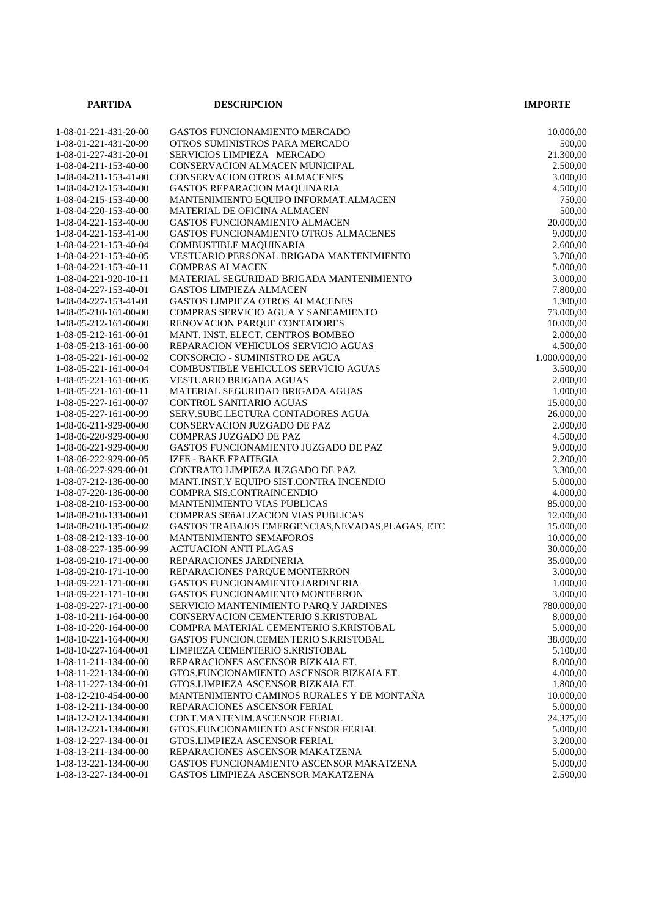| PARTIDA | DESCRIPCION | IMPORTE |
|---|---|---|
| 1-08-01-221-431-20-00 | GASTOS FUNCIONAMIENTO MERCADO | 10.000,00 |
| 1-08-01-221-431-20-99 | OTROS SUMINISTROS PARA MERCADO | 500,00 |
| 1-08-01-227-431-20-01 | SERVICIOS LIMPIEZA MERCADO | 21.300,00 |
| 1-08-04-211-153-40-00 | CONSERVACION ALMACEN MUNICIPAL | 2.500,00 |
| 1-08-04-211-153-41-00 | CONSERVACION OTROS ALMACENES | 3.000,00 |
| 1-08-04-212-153-40-00 | GASTOS REPARACION MAQUINARIA | 4.500,00 |
| 1-08-04-215-153-40-00 | MANTENIMIENTO EQUIPO INFORMAT.ALMACEN | 750,00 |
| 1-08-04-220-153-40-00 | MATERIAL DE OFICINA ALMACEN | 500,00 |
| 1-08-04-221-153-40-00 | GASTOS FUNCIONAMIENTO ALMACEN | 20.000,00 |
| 1-08-04-221-153-41-00 | GASTOS FUNCIONAMIENTO OTROS ALMACENES | 9.000,00 |
| 1-08-04-221-153-40-04 | COMBUSTIBLE MAQUINARIA | 2.600,00 |
| 1-08-04-221-153-40-05 | VESTUARIO PERSONAL BRIGADA MANTENIMIENTO | 3.700,00 |
| 1-08-04-221-153-40-11 | COMPRAS ALMACEN | 5.000,00 |
| 1-08-04-221-920-10-11 | MATERIAL SEGURIDAD BRIGADA MANTENIMIENTO | 3.000,00 |
| 1-08-04-227-153-40-01 | GASTOS LIMPIEZA ALMACEN | 7.800,00 |
| 1-08-04-227-153-41-01 | GASTOS LIMPIEZA OTROS ALMACENES | 1.300,00 |
| 1-08-05-210-161-00-00 | COMPRAS SERVICIO AGUA Y SANEAMIENTO | 73.000,00 |
| 1-08-05-212-161-00-00 | RENOVACION PARQUE CONTADORES | 10.000,00 |
| 1-08-05-212-161-00-01 | MANT. INST. ELECT. CENTROS BOMBEO | 2.000,00 |
| 1-08-05-213-161-00-00 | REPARACION VEHICULOS SERVICIO AGUAS | 4.500,00 |
| 1-08-05-221-161-00-02 | CONSORCIO - SUMINISTRO DE AGUA | 1.000.000,00 |
| 1-08-05-221-161-00-04 | COMBUSTIBLE VEHICULOS SERVICIO AGUAS | 3.500,00 |
| 1-08-05-221-161-00-05 | VESTUARIO BRIGADA AGUAS | 2.000,00 |
| 1-08-05-221-161-00-11 | MATERIAL SEGURIDAD BRIGADA AGUAS | 1.000,00 |
| 1-08-05-227-161-00-07 | CONTROL SANITARIO AGUAS | 15.000,00 |
| 1-08-05-227-161-00-99 | SERV.SUBC.LECTURA CONTADORES AGUA | 26.000,00 |
| 1-08-06-211-929-00-00 | CONSERVACION JUZGADO DE PAZ | 2.000,00 |
| 1-08-06-220-929-00-00 | COMPRAS JUZGADO DE PAZ | 4.500,00 |
| 1-08-06-221-929-00-00 | GASTOS FUNCIONAMIENTO JUZGADO DE PAZ | 9.000,00 |
| 1-08-06-222-929-00-05 | IZFE - BAKE EPAITEGIA | 2.200,00 |
| 1-08-06-227-929-00-01 | CONTRATO LIMPIEZA JUZGADO DE PAZ | 3.300,00 |
| 1-08-07-212-136-00-00 | MANT.INST.Y EQUIPO SIST.CONTRA INCENDIO | 5.000,00 |
| 1-08-07-220-136-00-00 | COMPRA SIS.CONTRAINCENDIO | 4.000,00 |
| 1-08-08-210-153-00-00 | MANTENIMIENTO VIAS PUBLICAS | 85.000,00 |
| 1-08-08-210-133-00-01 | COMPRAS SEñALIZACION VIAS PUBLICAS | 12.000,00 |
| 1-08-08-210-135-00-02 | GASTOS TRABAJOS EMERGENCIAS,NEVADAS,PLAGAS, ETC | 15.000,00 |
| 1-08-08-212-133-10-00 | MANTENIMIENTO SEMAFOROS | 10.000,00 |
| 1-08-08-227-135-00-99 | ACTUACION ANTI PLAGAS | 30.000,00 |
| 1-08-09-210-171-00-00 | REPARACIONES JARDINERIA | 35.000,00 |
| 1-08-09-210-171-10-00 | REPARACIONES PARQUE MONTERRON | 3.000,00 |
| 1-08-09-221-171-00-00 | GASTOS FUNCIONAMIENTO JARDINERIA | 1.000,00 |
| 1-08-09-221-171-10-00 | GASTOS FUNCIONAMIENTO MONTERRON | 3.000,00 |
| 1-08-09-227-171-00-00 | SERVICIO MANTENIMIENTO PARQ.Y JARDINES | 780.000,00 |
| 1-08-10-211-164-00-00 | CONSERVACION CEMENTERIO S.KRISTOBAL | 8.000,00 |
| 1-08-10-220-164-00-00 | COMPRA MATERIAL CEMENTERIO S.KRISTOBAL | 5.000,00 |
| 1-08-10-221-164-00-00 | GASTOS FUNCION.CEMENTERIO S.KRISTOBAL | 38.000,00 |
| 1-08-10-227-164-00-01 | LIMPIEZA CEMENTERIO S.KRISTOBAL | 5.100,00 |
| 1-08-11-211-134-00-00 | REPARACIONES ASCENSOR BIZKAIA ET. | 8.000,00 |
| 1-08-11-221-134-00-00 | GTOS.FUNCIONAMIENTO ASCENSOR BIZKAIA ET. | 4.000,00 |
| 1-08-11-227-134-00-01 | GTOS.LIMPIEZA ASCENSOR BIZKAIA ET. | 1.800,00 |
| 1-08-12-210-454-00-00 | MANTENIMIENTO CAMINOS RURALES Y DE MONTAÑA | 10.000,00 |
| 1-08-12-211-134-00-00 | REPARACIONES ASCENSOR FERIAL | 5.000,00 |
| 1-08-12-212-134-00-00 | CONT.MANTENIM.ASCENSOR FERIAL | 24.375,00 |
| 1-08-12-221-134-00-00 | GTOS.FUNCIONAMIENTO ASCENSOR FERIAL | 5.000,00 |
| 1-08-12-227-134-00-01 | GTOS.LIMPIEZA ASCENSOR FERIAL | 3.200,00 |
| 1-08-13-211-134-00-00 | REPARACIONES ASCENSOR MAKATZENA | 5.000,00 |
| 1-08-13-221-134-00-00 | GASTOS FUNCIONAMIENTO ASCENSOR MAKATZENA | 5.000,00 |
| 1-08-13-227-134-00-01 | GASTOS LIMPIEZA ASCENSOR MAKATZENA | 2.500,00 |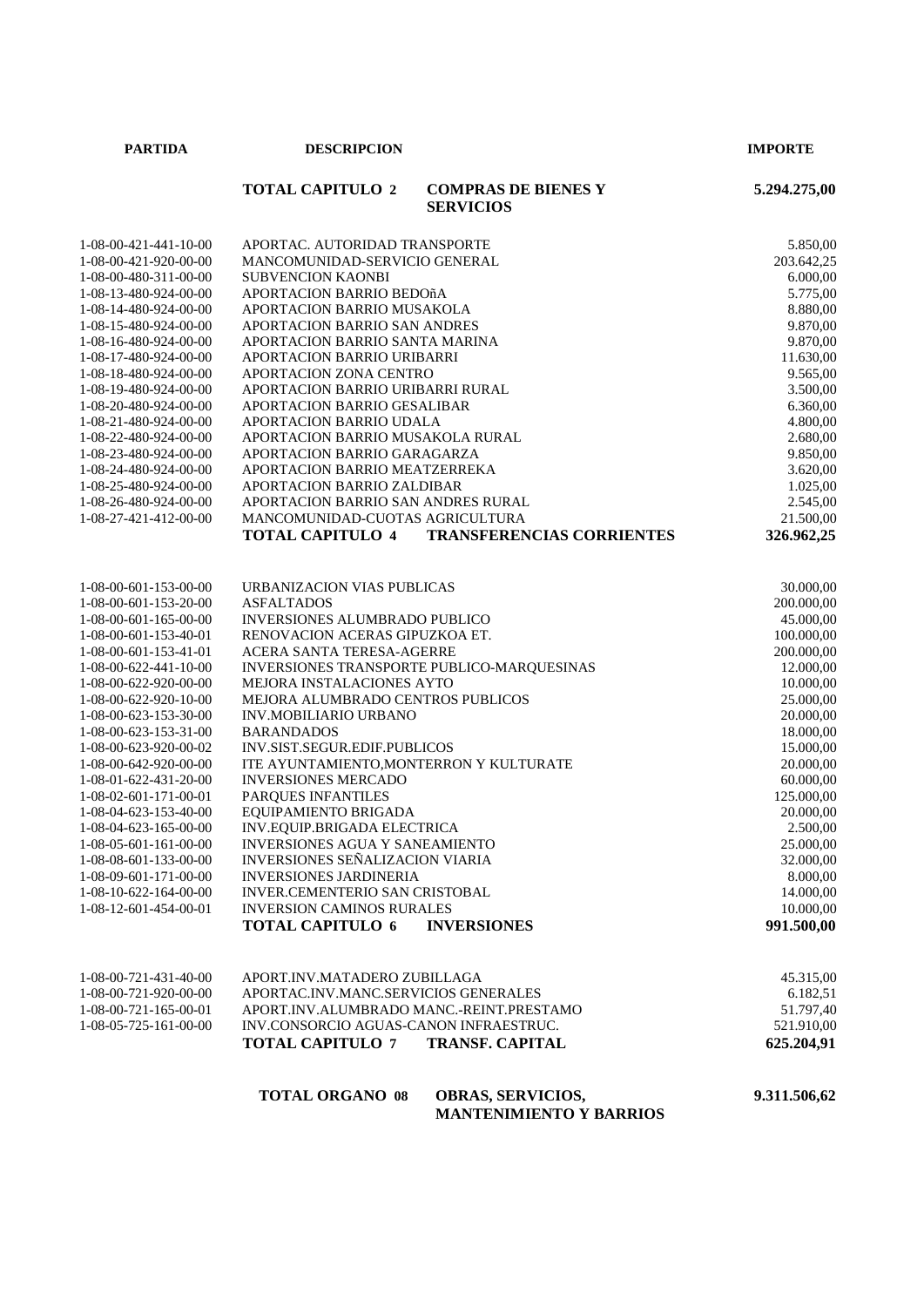| PARTIDA | DESCRIPCION | IMPORTE |
|---|---|---|
| | **TOTAL CAPITULO 2 COMPRAS DE BIENES Y SERVICIOS** | **5.294.275,00** |
| 1-08-00-421-441-10-00 | APORTAC. AUTORIDAD TRANSPORTE | 5.850,00 |
| 1-08-00-421-920-00-00 | MANCOMUNIDAD-SERVICIO GENERAL | 203.642,25 |
| 1-08-00-480-311-00-00 | SUBVENCION KAONBI | 6.000,00 |
| 1-08-13-480-924-00-00 | APORTACION BARRIO BEDOñA | 5.775,00 |
| 1-08-14-480-924-00-00 | APORTACION BARRIO MUSAKOLA | 8.880,00 |
| 1-08-15-480-924-00-00 | APORTACION BARRIO SAN ANDRES | 9.870,00 |
| 1-08-16-480-924-00-00 | APORTACION BARRIO SANTA MARINA | 9.870,00 |
| 1-08-17-480-924-00-00 | APORTACION BARRIO URIBARRI | 11.630,00 |
| 1-08-18-480-924-00-00 | APORTACION ZONA CENTRO | 9.565,00 |
| 1-08-19-480-924-00-00 | APORTACION BARRIO URIBARRI RURAL | 3.500,00 |
| 1-08-20-480-924-00-00 | APORTACION BARRIO GESALIBAR | 6.360,00 |
| 1-08-21-480-924-00-00 | APORTACION BARRIO UDALA | 4.800,00 |
| 1-08-22-480-924-00-00 | APORTACION BARRIO MUSAKOLA RURAL | 2.680,00 |
| 1-08-23-480-924-00-00 | APORTACION BARRIO GARAGARZA | 9.850,00 |
| 1-08-24-480-924-00-00 | APORTACION BARRIO MEATZERREKA | 3.620,00 |
| 1-08-25-480-924-00-00 | APORTACION BARRIO ZALDIBAR | 1.025,00 |
| 1-08-26-480-924-00-00 | APORTACION BARRIO SAN ANDRES RURAL | 2.545,00 |
| 1-08-27-421-412-00-00 | MANCOMUNIDAD-CUOTAS AGRICULTURA | 21.500,00 |
| | **TOTAL CAPITULO 4 TRANSFERENCIAS CORRIENTES** | **326.962,25** |
| 1-08-00-601-153-00-00 | URBANIZACION VIAS PUBLICAS | 30.000,00 |
| 1-08-00-601-153-20-00 | ASFALTADOS | 200.000,00 |
| 1-08-00-601-165-00-00 | INVERSIONES ALUMBRADO PUBLICO | 45.000,00 |
| 1-08-00-601-153-40-01 | RENOVACION ACERAS GIPUZKOA ET. | 100.000,00 |
| 1-08-00-601-153-41-01 | ACERA SANTA TERESA-AGERRE | 200.000,00 |
| 1-08-00-622-441-10-00 | INVERSIONES TRANSPORTE PUBLICO-MARQUESINAS | 12.000,00 |
| 1-08-00-622-920-00-00 | MEJORA INSTALACIONES AYTO | 10.000,00 |
| 1-08-00-622-920-10-00 | MEJORA ALUMBRADO CENTROS PUBLICOS | 25.000,00 |
| 1-08-00-623-153-30-00 | INV.MOBILIARIO URBANO | 20.000,00 |
| 1-08-00-623-153-31-00 | BARANDADOS | 18.000,00 |
| 1-08-00-623-920-00-02 | INV.SIST.SEGUR.EDIF.PUBLICOS | 15.000,00 |
| 1-08-00-642-920-00-00 | ITE AYUNTAMIENTO,MONTERRON Y KULTURATE | 20.000,00 |
| 1-08-01-622-431-20-00 | INVERSIONES MERCADO | 60.000,00 |
| 1-08-02-601-171-00-01 | PARQUES INFANTILES | 125.000,00 |
| 1-08-04-623-153-40-00 | EQUIPAMIENTO BRIGADA | 20.000,00 |
| 1-08-04-623-165-00-00 | INV.EQUIP.BRIGADA ELECTRICA | 2.500,00 |
| 1-08-05-601-161-00-00 | INVERSIONES AGUA Y SANEAMIENTO | 25.000,00 |
| 1-08-08-601-133-00-00 | INVERSIONES SEÑALIZACION VIARIA | 32.000,00 |
| 1-08-09-601-171-00-00 | INVERSIONES JARDINERIA | 8.000,00 |
| 1-08-10-622-164-00-00 | INVER.CEMENTERIO SAN CRISTOBAL | 14.000,00 |
| 1-08-12-601-454-00-01 | INVERSION CAMINOS RURALES | 10.000,00 |
| | **TOTAL CAPITULO 6 INVERSIONES** | **991.500,00** |
| 1-08-00-721-431-40-00 | APORT.INV.MATADERO ZUBILLAGA | 45.315,00 |
| 1-08-00-721-920-00-00 | APORTAC.INV.MANC.SERVICIOS GENERALES | 6.182,51 |
| 1-08-00-721-165-00-01 | APORT.INV.ALUMBRADO MANC.-REINT.PRESTAMO | 51.797,40 |
| 1-08-05-725-161-00-00 | INV.CONSORCIO AGUAS-CANON INFRAESTRUC. | 521.910,00 |
| | **TOTAL CAPITULO 7 TRANSF. CAPITAL** | **625.204,91** |
| | **TOTAL ORGANO 08 OBRAS, SERVICIOS, MANTENIMIENTO Y BARRIOS** | **9.311.506,62** |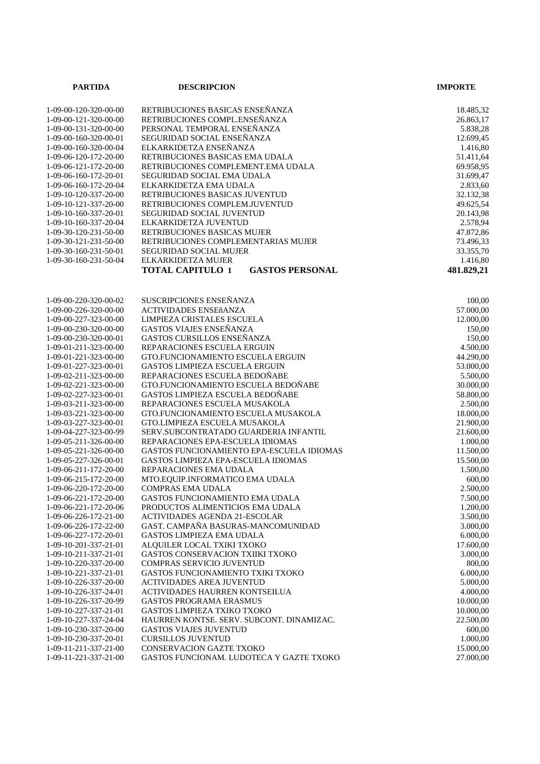| PARTIDA | DESCRIPCION | IMPORTE |
|---|---|---|
| 1-09-00-120-320-00-00 | RETRIBUCIONES BASICAS ENSEÑANZA | 18.485,32 |
| 1-09-00-121-320-00-00 | RETRIBUCIONES COMPL.ENSEÑANZA | 26.863,17 |
| 1-09-00-131-320-00-00 | PERSONAL TEMPORAL ENSEÑANZA | 5.838,28 |
| 1-09-00-160-320-00-01 | SEGURIDAD SOCIAL ENSEÑANZA | 12.699,45 |
| 1-09-00-160-320-00-04 | ELKARKIDETZA ENSEÑANZA | 1.416,80 |
| 1-09-06-120-172-20-00 | RETRIBUCIONES BASICAS EMA UDALA | 51.411,64 |
| 1-09-06-121-172-20-00 | RETRIBUCIONES COMPLEMENT.EMA UDALA | 69.958,95 |
| 1-09-06-160-172-20-01 | SEGURIDAD SOCIAL EMA UDALA | 31.699,47 |
| 1-09-06-160-172-20-04 | ELKARKIDETZA EMA UDALA | 2.833,60 |
| 1-09-10-120-337-20-00 | RETRIBUCIONES BASICAS JUVENTUD | 32.132,38 |
| 1-09-10-121-337-20-00 | RETRIBUCIONES COMPLEM.JUVENTUD | 49.625,54 |
| 1-09-10-160-337-20-01 | SEGURIDAD SOCIAL JUVENTUD | 20.143,98 |
| 1-09-10-160-337-20-04 | ELKARKIDETZA JUVENTUD | 2.578,94 |
| 1-09-30-120-231-50-00 | RETRIBUCIONES BASICAS MUJER | 47.872,86 |
| 1-09-30-121-231-50-00 | RETRIBUCIONES COMPLEMENTARIAS MUJER | 73.496,33 |
| 1-09-30-160-231-50-01 | SEGURIDAD SOCIAL MUJER | 33.355,70 |
| 1-09-30-160-231-50-04 | ELKARKIDETZA MUJER | 1.416,80 |
| | **TOTAL CAPITULO 1 GASTOS PERSONAL** | **481.829,21** |
| 1-09-00-220-320-00-02 | SUSCRIPCIONES ENSEÑANZA | 100,00 |
| 1-09-00-226-320-00-00 | ACTIVIDADES ENSEñANZA | 57.000,00 |
| 1-09-00-227-323-00-00 | LIMPIEZA CRISTALES ESCUELA | 12.000,00 |
| 1-09-00-230-320-00-00 | GASTOS VIAJES ENSEÑANZA | 150,00 |
| 1-09-00-230-320-00-01 | GASTOS CURSILLOS ENSEÑANZA | 150,00 |
| 1-09-01-211-323-00-00 | REPARACIONES ESCUELA ERGUIN | 4.500,00 |
| 1-09-01-221-323-00-00 | GTO.FUNCIONAMIENTO ESCUELA ERGUIN | 44.290,00 |
| 1-09-01-227-323-00-01 | GASTOS LIMPIEZA ESCUELA ERGUIN | 53.000,00 |
| 1-09-02-211-323-00-00 | REPARACIONES ESCUELA BEDOÑABE | 5.500,00 |
| 1-09-02-221-323-00-00 | GTO.FUNCIONAMIENTO ESCUELA BEDOÑABE | 30.000,00 |
| 1-09-02-227-323-00-01 | GASTOS LIMPIEZA ESCUELA BEDOÑABE | 58.800,00 |
| 1-09-03-211-323-00-00 | REPARACIONES ESCUELA MUSAKOLA | 2.500,00 |
| 1-09-03-221-323-00-00 | GTO.FUNCIONAMIENTO ESCUELA MUSAKOLA | 18.000,00 |
| 1-09-03-227-323-00-01 | GTO.LIMPIEZA ESCUELA MUSAKOLA | 21.900,00 |
| 1-09-04-227-323-00-99 | SERV.SUBCONTRATADO GUARDERIA INFANTIL | 21.600,00 |
| 1-09-05-211-326-00-00 | REPARACIONES EPA-ESCUELA IDIOMAS | 1.000,00 |
| 1-09-05-221-326-00-00 | GASTOS FUNCIONAMIENTO EPA-ESCUELA IDIOMAS | 11.500,00 |
| 1-09-05-227-326-00-01 | GASTOS LIMPIEZA EPA-ESCUELA IDIOMAS | 15.500,00 |
| 1-09-06-211-172-20-00 | REPARACIONES EMA UDALA | 1.500,00 |
| 1-09-06-215-172-20-00 | MTO.EQUIP.INFORMATICO EMA UDALA | 600,00 |
| 1-09-06-220-172-20-00 | COMPRAS EMA UDALA | 2.500,00 |
| 1-09-06-221-172-20-00 | GASTOS FUNCIONAMIENTO EMA UDALA | 7.500,00 |
| 1-09-06-221-172-20-06 | PRODUCTOS ALIMENTICIOS EMA UDALA | 1.200,00 |
| 1-09-06-226-172-21-00 | ACTIVIDADES AGENDA 21-ESCOLAR | 3.500,00 |
| 1-09-06-226-172-22-00 | GAST. CAMPAÑA BASURAS-MANCOMUNIDAD | 3.000,00 |
| 1-09-06-227-172-20-01 | GASTOS LIMPIEZA EMA UDALA | 6.000,00 |
| 1-09-10-201-337-21-01 | ALQUILER LOCAL TXIKI TXOKO | 17.600,00 |
| 1-09-10-211-337-21-01 | GASTOS CONSERVACION TXIIKI TXOKO | 3.000,00 |
| 1-09-10-220-337-20-00 | COMPRAS SERVICIO JUVENTUD | 800,00 |
| 1-09-10-221-337-21-01 | GASTOS FUNCIONAMIENTO TXIKI TXOKO | 6.000,00 |
| 1-09-10-226-337-20-00 | ACTIVIDADES AREA JUVENTUD | 5.000,00 |
| 1-09-10-226-337-24-01 | ACTIVIDADES HAURREN KONTSEILUA | 4.000,00 |
| 1-09-10-226-337-20-99 | GASTOS PROGRAMA ERASMUS | 10.000,00 |
| 1-09-10-227-337-21-01 | GASTOS LIMPIEZA TXIKO TXOKO | 10.000,00 |
| 1-09-10-227-337-24-04 | HAURREN KONTSE. SERV. SUBCONT. DINAMIZAC. | 22.500,00 |
| 1-09-10-230-337-20-00 | GASTOS VIAJES JUVENTUD | 600,00 |
| 1-09-10-230-337-20-01 | CURSILLOS JUVENTUD | 1.000,00 |
| 1-09-11-211-337-21-00 | CONSERVACION GAZTE TXOKO | 15.000,00 |
| 1-09-11-221-337-21-00 | GASTOS FUNCIONAM. LUDOTECA Y GAZTE TXOKO | 27.000,00 |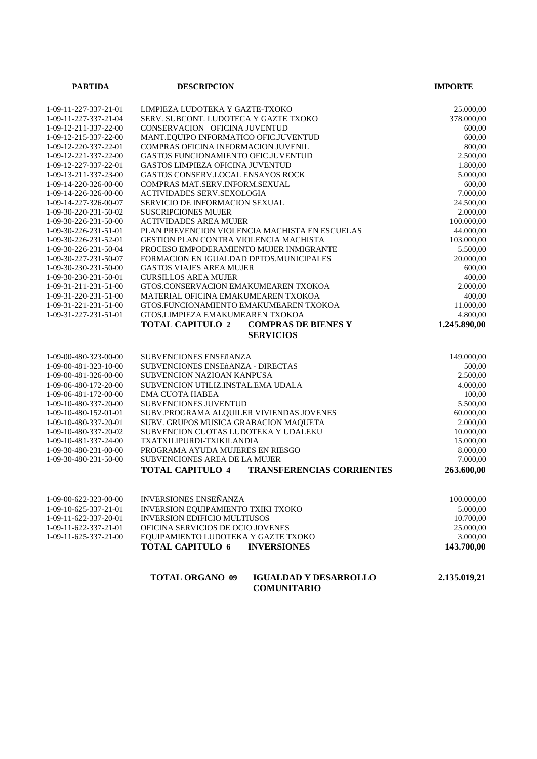| PARTIDA | DESCRIPCION | IMPORTE |
|---|---|---|
| 1-09-11-227-337-21-01 | LIMPIEZA LUDOTEKA Y GAZTE-TXOKO | 25.000,00 |
| 1-09-11-227-337-21-04 | SERV. SUBCONT. LUDOTECA Y GAZTE TXOKO | 378.000,00 |
| 1-09-12-211-337-22-00 | CONSERVACION OFICINA JUVENTUD | 600,00 |
| 1-09-12-215-337-22-00 | MANT.EQUIPO INFORMATICO OFIC.JUVENTUD | 600,00 |
| 1-09-12-220-337-22-01 | COMPRAS OFICINA INFORMACION JUVENIL | 800,00 |
| 1-09-12-221-337-22-00 | GASTOS FUNCIONAMIENTO OFIC.JUVENTUD | 2.500,00 |
| 1-09-12-227-337-22-01 | GASTOS LIMPIEZA OFICINA JUVENTUD | 1.800,00 |
| 1-09-13-211-337-23-00 | GASTOS CONSERV.LOCAL ENSAYOS ROCK | 5.000,00 |
| 1-09-14-220-326-00-00 | COMPRAS MAT.SERV.INFORM.SEXUAL | 600,00 |
| 1-09-14-226-326-00-00 | ACTIVIDADES SERV.SEXOLOGIA | 7.000,00 |
| 1-09-14-227-326-00-07 | SERVICIO DE INFORMACION SEXUAL | 24.500,00 |
| 1-09-30-220-231-50-02 | SUSCRIPCIONES MUJER | 2.000,00 |
| 1-09-30-226-231-50-00 | ACTIVIDADES AREA MUJER | 100.000,00 |
| 1-09-30-226-231-51-01 | PLAN PREVENCION VIOLENCIA MACHISTA EN ESCUELAS | 44.000,00 |
| 1-09-30-226-231-52-01 | GESTION PLAN CONTRA VIOLENCIA MACHISTA | 103.000,00 |
| 1-09-30-226-231-50-04 | PROCESO EMPODERAMIENTO MUJER INMIGRANTE | 5.500,00 |
| 1-09-30-227-231-50-07 | FORMACION EN IGUALDAD DPTOS.MUNICIPALES | 20.000,00 |
| 1-09-30-230-231-50-00 | GASTOS VIAJES AREA MUJER | 600,00 |
| 1-09-30-230-231-50-01 | CURSILLOS AREA MUJER | 400,00 |
| 1-09-31-211-231-51-00 | GTOS.CONSERVACION EMAKUMEAREN TXOKOA | 2.000,00 |
| 1-09-31-220-231-51-00 | MATERIAL OFICINA EMAKUMEAREN TXOKOA | 400,00 |
| 1-09-31-221-231-51-00 | GTOS.FUNCIONAMIENTO EMAKUMEAREN TXOKOA | 11.000,00 |
| 1-09-31-227-231-51-01 | GTOS.LIMPIEZA EMAKUMEAREN TXOKOA | 4.800,00 |
| | **TOTAL CAPITULO 2 COMPRAS DE BIENES Y SERVICIOS** | **1.245.890,00** |
| 1-09-00-480-323-00-00 | SUBVENCIONES ENSEñANZA | 149.000,00 |
| 1-09-00-481-323-10-00 | SUBVENCIONES ENSEñANZA - DIRECTAS | 500,00 |
| 1-09-00-481-326-00-00 | SUBVENCION NAZIOAN KANPUSA | 2.500,00 |
| 1-09-06-480-172-20-00 | SUBVENCION UTILIZ.INSTAL.EMA UDALA | 4.000,00 |
| 1-09-06-481-172-00-00 | EMA CUOTA HABEA | 100,00 |
| 1-09-10-480-337-20-00 | SUBVENCIONES JUVENTUD | 5.500,00 |
| 1-09-10-480-152-01-01 | SUBV.PROGRAMA ALQUILER VIVIENDAS JOVENES | 60.000,00 |
| 1-09-10-480-337-20-01 | SUBV. GRUPOS MUSICA GRABACION MAQUETA | 2.000,00 |
| 1-09-10-480-337-20-02 | SUBVENCION CUOTAS LUDOTEKA Y UDALEKU | 10.000,00 |
| 1-09-10-481-337-24-00 | TXATXILIPURDI-TXIKILANDIA | 15.000,00 |
| 1-09-30-480-231-00-00 | PROGRAMA AYUDA MUJERES EN RIESGO | 8.000,00 |
| 1-09-30-480-231-50-00 | SUBVENCIONES AREA DE LA MUJER | 7.000,00 |
| | **TOTAL CAPITULO 4 TRANSFERENCIAS CORRIENTES** | **263.600,00** |
| 1-09-00-622-323-00-00 | INVERSIONES ENSEÑANZA | 100.000,00 |
| 1-09-10-625-337-21-01 | INVERSION EQUIPAMIENTO TXIKI TXOKO | 5.000,00 |
| 1-09-11-622-337-20-01 | INVERSION EDIFICIO MULTIUSOS | 10.700,00 |
| 1-09-11-622-337-21-01 | OFICINA SERVICIOS DE OCIO JOVENES | 25.000,00 |
| 1-09-11-625-337-21-00 | EQUIPAMIENTO LUDOTEKA Y GAZTE TXOKO | 3.000,00 |
| | **TOTAL CAPITULO 6 INVERSIONES** | **143.700,00** |
| | **TOTAL ORGANO 09 IGUALDAD Y DESARROLLO COMUNITARIO** | **2.135.019,21** |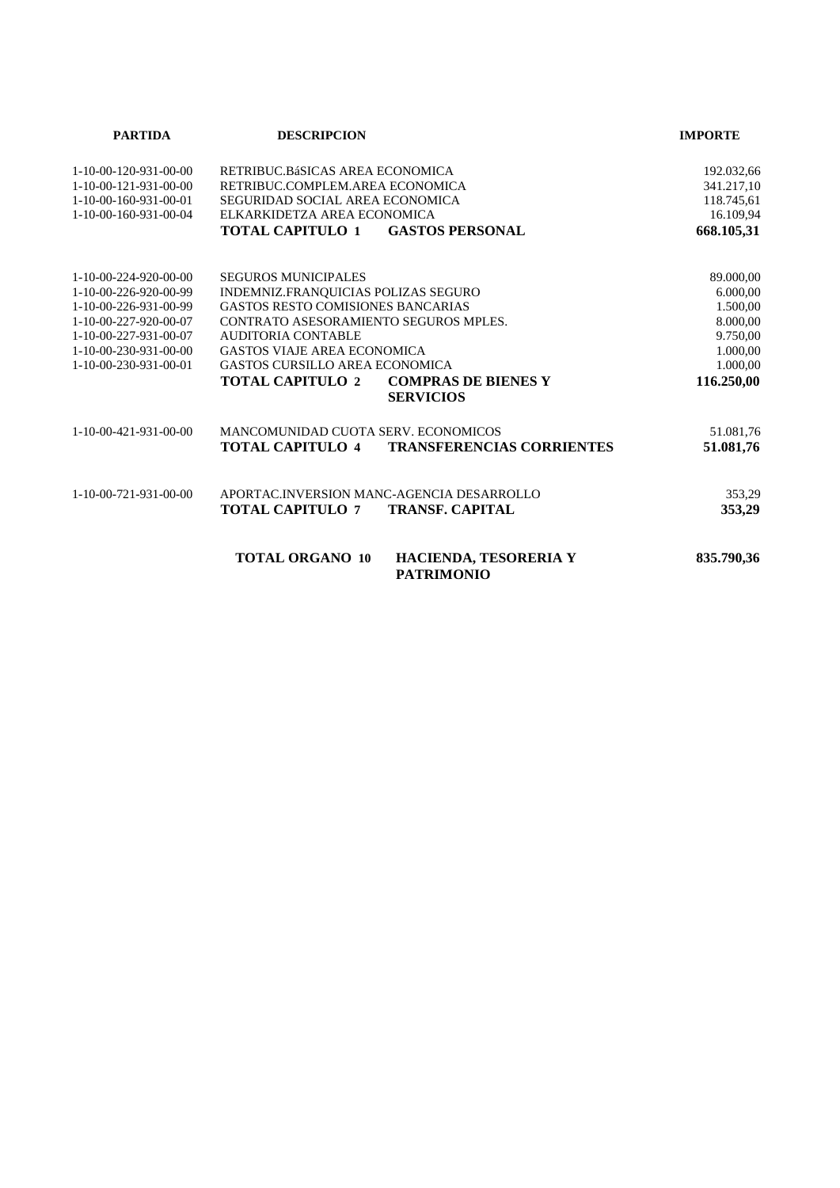| PARTIDA | DESCRIPCION | | IMPORTE |
|---|---|---|---|
| 1-10-00-120-931-00-00 | RETRIBUC.BáSICAS AREA ECONOMICA | | 192.032,66 |
| 1-10-00-121-931-00-00 | RETRIBUC.COMPLEM.AREA ECONOMICA | | 341.217,10 |
| 1-10-00-160-931-00-01 | SEGURIDAD SOCIAL AREA ECONOMICA | | 118.745,61 |
| 1-10-00-160-931-00-04 | ELKARKIDETZA AREA ECONOMICA | | 16.109,94 |
| | **TOTAL CAPITULO 1** | **GASTOS PERSONAL** | **668.105,31** |
| 1-10-00-224-920-00-00 | SEGUROS MUNICIPALES | | 89.000,00 |
| 1-10-00-226-920-00-99 | INDEMNIZ.FRANQUICIAS POLIZAS SEGURO | | 6.000,00 |
| 1-10-00-226-931-00-99 | GASTOS RESTO COMISIONES BANCARIAS | | 1.500,00 |
| 1-10-00-227-920-00-07 | CONTRATO ASESORAMIENTO SEGUROS MPLES. | | 8.000,00 |
| 1-10-00-227-931-00-07 | AUDITORIA CONTABLE | | 9.750,00 |
| 1-10-00-230-931-00-00 | GASTOS VIAJE AREA ECONOMICA | | 1.000,00 |
| 1-10-00-230-931-00-01 | GASTOS CURSILLO AREA ECONOMICA | | 1.000,00 |
| | **TOTAL CAPITULO 2** | **COMPRAS DE BIENES Y SERVICIOS** | **116.250,00** |
| 1-10-00-421-931-00-00 | MANCOMUNIDAD CUOTA SERV. ECONOMICOS | | 51.081,76 |
| | **TOTAL CAPITULO 4** | **TRANSFERENCIAS CORRIENTES** | **51.081,76** |
| 1-10-00-721-931-00-00 | APORTAC.INVERSION MANC-AGENCIA DESARROLLO | | 353,29 |
| | **TOTAL CAPITULO 7** | **TRANSF. CAPITAL** | **353,29** |
| | **TOTAL ORGANO 10** | **HACIENDA, TESORERIA Y PATRIMONIO** | **835.790,36** |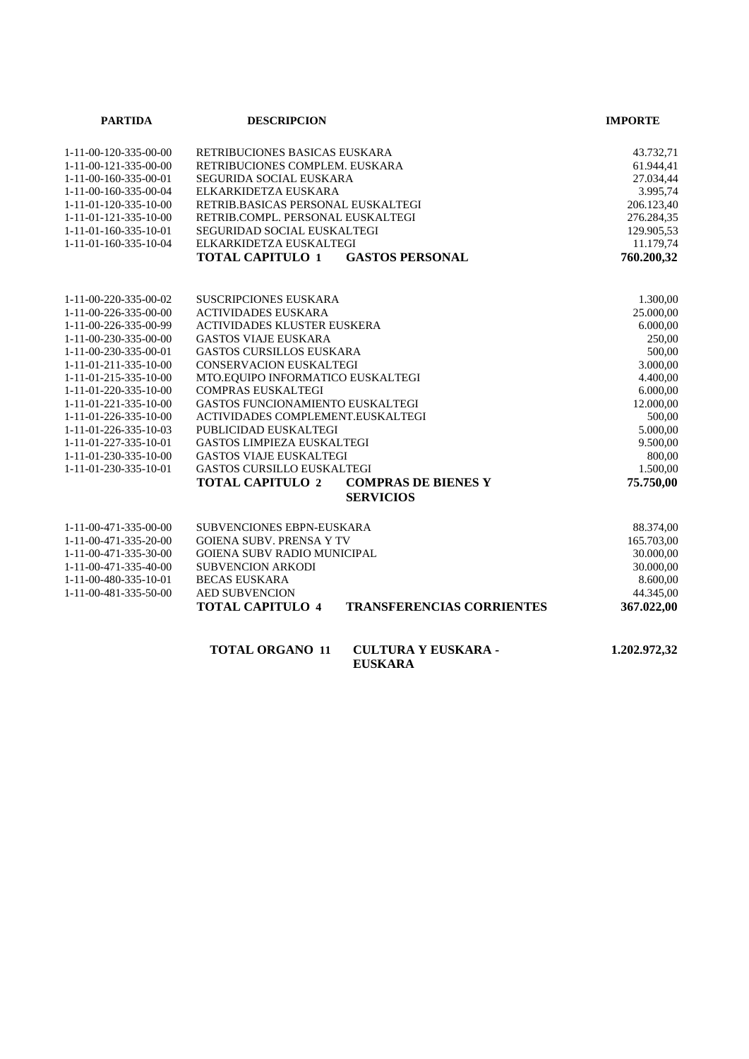| PARTIDA | DESCRIPCION | | IMPORTE |
|---|---|---|---|
| 1-11-00-120-335-00-00 | RETRIBUCIONES BASICAS EUSKARA | | 43.732,71 |
| 1-11-00-121-335-00-00 | RETRIBUCIONES COMPLEM. EUSKARA | | 61.944,41 |
| 1-11-00-160-335-00-01 | SEGURIDA SOCIAL EUSKARA | | 27.034,44 |
| 1-11-00-160-335-00-04 | ELKARKIDETZA EUSKARA | | 3.995,74 |
| 1-11-01-120-335-10-00 | RETRIB.BASICAS PERSONAL EUSKALTEGI | | 206.123,40 |
| 1-11-01-121-335-10-00 | RETRIB.COMPL. PERSONAL EUSKALTEGI | | 276.284,35 |
| 1-11-01-160-335-10-01 | SEGURIDAD SOCIAL EUSKALTEGI | | 129.905,53 |
| 1-11-01-160-335-10-04 | ELKARKIDETZA EUSKALTEGI | | 11.179,74 |
| | **TOTAL CAPITULO 1** | **GASTOS PERSONAL** | **760.200,32** |
| 1-11-00-220-335-00-02 | SUSCRIPCIONES EUSKARA | | 1.300,00 |
| 1-11-00-226-335-00-00 | ACTIVIDADES EUSKARA | | 25.000,00 |
| 1-11-00-226-335-00-99 | ACTIVIDADES KLUSTER EUSKERA | | 6.000,00 |
| 1-11-00-230-335-00-00 | GASTOS VIAJE EUSKARA | | 250,00 |
| 1-11-00-230-335-00-01 | GASTOS CURSILLOS EUSKARA | | 500,00 |
| 1-11-01-211-335-10-00 | CONSERVACION EUSKALTEGI | | 3.000,00 |
| 1-11-01-215-335-10-00 | MTO.EQUIPO INFORMATICO EUSKALTEGI | | 4.400,00 |
| 1-11-01-220-335-10-00 | COMPRAS EUSKALTEGI | | 6.000,00 |
| 1-11-01-221-335-10-00 | GASTOS FUNCIONAMIENTO EUSKALTEGI | | 12.000,00 |
| 1-11-01-226-335-10-00 | ACTIVIDADES COMPLEMENT.EUSKALTEGI | | 500,00 |
| 1-11-01-226-335-10-03 | PUBLICIDAD EUSKALTEGI | | 5.000,00 |
| 1-11-01-227-335-10-01 | GASTOS LIMPIEZA EUSKALTEGI | | 9.500,00 |
| 1-11-01-230-335-10-00 | GASTOS VIAJE EUSKALTEGI | | 800,00 |
| 1-11-01-230-335-10-01 | GASTOS CURSILLO EUSKALTEGI | | 1.500,00 |
| | **TOTAL CAPITULO 2** | **COMPRAS DE BIENES Y SERVICIOS** | **75.750,00** |
| 1-11-00-471-335-00-00 | SUBVENCIONES EBPN-EUSKARA | | 88.374,00 |
| 1-11-00-471-335-20-00 | GOIENA SUBV. PRENSA Y TV | | 165.703,00 |
| 1-11-00-471-335-30-00 | GOIENA SUBV RADIO MUNICIPAL | | 30.000,00 |
| 1-11-00-471-335-40-00 | SUBVENCION ARKODI | | 30.000,00 |
| 1-11-00-480-335-10-01 | BECAS EUSKARA | | 8.600,00 |
| 1-11-00-481-335-50-00 | AED SUBVENCION | | 44.345,00 |
| | **TOTAL CAPITULO 4** | **TRANSFERENCIAS CORRIENTES** | **367.022,00** |
| | **TOTAL ORGANO 11** | **CULTURA Y EUSKARA - EUSKARA** | **1.202.972,32** |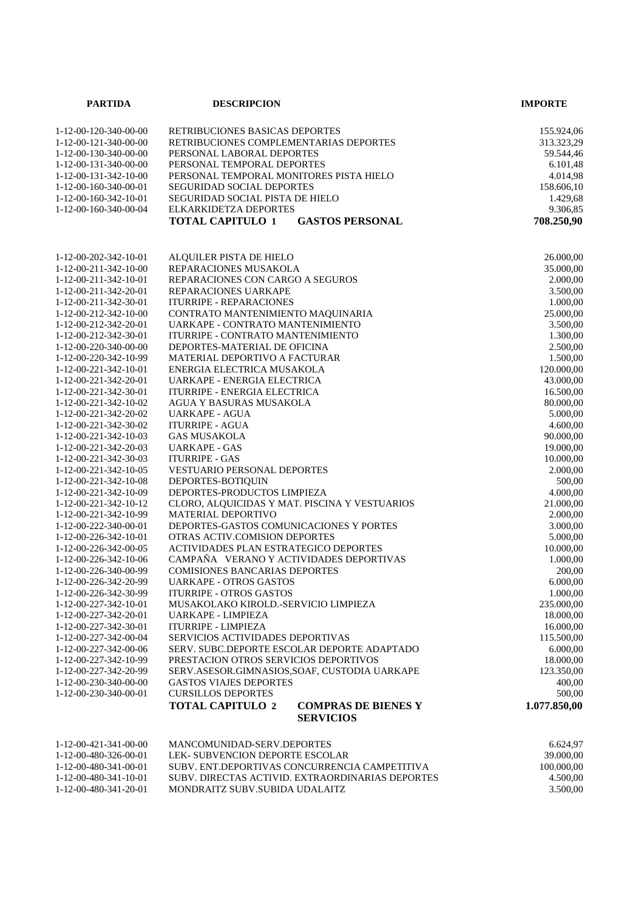| PARTIDA | DESCRIPCION | IMPORTE |
|---|---|---|
| 1-12-00-120-340-00-00 | RETRIBUCIONES BASICAS DEPORTES | 155.924,06 |
| 1-12-00-121-340-00-00 | RETRIBUCIONES COMPLEMENTARIAS DEPORTES | 313.323,29 |
| 1-12-00-130-340-00-00 | PERSONAL LABORAL DEPORTES | 59.544,46 |
| 1-12-00-131-340-00-00 | PERSONAL TEMPORAL DEPORTES | 6.101,48 |
| 1-12-00-131-342-10-00 | PERSONAL TEMPORAL MONITORES PISTA HIELO | 4.014,98 |
| 1-12-00-160-340-00-01 | SEGURIDAD SOCIAL DEPORTES | 158.606,10 |
| 1-12-00-160-342-10-01 | SEGURIDAD SOCIAL PISTA DE HIELO | 1.429,68 |
| 1-12-00-160-340-00-04 | ELKARKIDETZA DEPORTES | 9.306,85 |
| | **TOTAL CAPITULO 1 GASTOS PERSONAL** | **708.250,90** |
| | | |
| 1-12-00-202-342-10-01 | ALQUILER PISTA DE HIELO | 26.000,00 |
| 1-12-00-211-342-10-00 | REPARACIONES MUSAKOLA | 35.000,00 |
| 1-12-00-211-342-10-01 | REPARACIONES CON CARGO A SEGUROS | 2.000,00 |
| 1-12-00-211-342-20-01 | REPARACIONES UARKAPE | 3.500,00 |
| 1-12-00-211-342-30-01 | ITURRIPE - REPARACIONES | 1.000,00 |
| 1-12-00-212-342-10-00 | CONTRATO MANTENIMIENTO MAQUINARIA | 25.000,00 |
| 1-12-00-212-342-20-01 | UARKAPE - CONTRATO MANTENIMIENTO | 3.500,00 |
| 1-12-00-212-342-30-01 | ITURRIPE - CONTRATO MANTENIMIENTO | 1.300,00 |
| 1-12-00-220-340-00-00 | DEPORTES-MATERIAL DE OFICINA | 2.500,00 |
| 1-12-00-220-342-10-99 | MATERIAL DEPORTIVO A FACTURAR | 1.500,00 |
| 1-12-00-221-342-10-01 | ENERGIA ELECTRICA MUSAKOLA | 120.000,00 |
| 1-12-00-221-342-20-01 | UARKAPE - ENERGIA ELECTRICA | 43.000,00 |
| 1-12-00-221-342-30-01 | ITURRIPE - ENERGIA ELECTRICA | 16.500,00 |
| 1-12-00-221-342-10-02 | AGUA Y BASURAS MUSAKOLA | 80.000,00 |
| 1-12-00-221-342-20-02 | UARKAPE - AGUA | 5.000,00 |
| 1-12-00-221-342-30-02 | ITURRIPE - AGUA | 4.600,00 |
| 1-12-00-221-342-10-03 | GAS MUSAKOLA | 90.000,00 |
| 1-12-00-221-342-20-03 | UARKAPE - GAS | 19.000,00 |
| 1-12-00-221-342-30-03 | ITURRIPE - GAS | 10.000,00 |
| 1-12-00-221-342-10-05 | VESTUARIO PERSONAL DEPORTES | 2.000,00 |
| 1-12-00-221-342-10-08 | DEPORTES-BOTIQUIN | 500,00 |
| 1-12-00-221-342-10-09 | DEPORTES-PRODUCTOS LIMPIEZA | 4.000,00 |
| 1-12-00-221-342-10-12 | CLORO, ALQUICIDAS Y MAT. PISCINA Y VESTUARIOS | 21.000,00 |
| 1-12-00-221-342-10-99 | MATERIAL DEPORTIVO | 2.000,00 |
| 1-12-00-222-340-00-01 | DEPORTES-GASTOS COMUNICACIONES Y PORTES | 3.000,00 |
| 1-12-00-226-342-10-01 | OTRAS ACTIV.COMISION DEPORTES | 5.000,00 |
| 1-12-00-226-342-00-05 | ACTIVIDADES PLAN ESTRATEGICO DEPORTES | 10.000,00 |
| 1-12-00-226-342-10-06 | CAMPAÑA VERANO Y ACTIVIDADES DEPORTIVAS | 1.000,00 |
| 1-12-00-226-340-00-99 | COMISIONES BANCARIAS DEPORTES | 200,00 |
| 1-12-00-226-342-20-99 | UARKAPE - OTROS GASTOS | 6.000,00 |
| 1-12-00-226-342-30-99 | ITURRIPE - OTROS GASTOS | 1.000,00 |
| 1-12-00-227-342-10-01 | MUSAKOLAKO KIROLD.-SERVICIO LIMPIEZA | 235.000,00 |
| 1-12-00-227-342-20-01 | UARKAPE - LIMPIEZA | 18.000,00 |
| 1-12-00-227-342-30-01 | ITURRIPE - LIMPIEZA | 16.000,00 |
| 1-12-00-227-342-00-04 | SERVICIOS ACTIVIDADES DEPORTIVAS | 115.500,00 |
| 1-12-00-227-342-00-06 | SERV. SUBC.DEPORTE ESCOLAR DEPORTE ADAPTADO | 6.000,00 |
| 1-12-00-227-342-10-99 | PRESTACION OTROS SERVICIOS DEPORTIVOS | 18.000,00 |
| 1-12-00-227-342-20-99 | SERV.ASESOR.GIMNASIOS,SOAF, CUSTODIA UARKAPE | 123.350,00 |
| 1-12-00-230-340-00-00 | GASTOS VIAJES DEPORTES | 400,00 |
| 1-12-00-230-340-00-01 | CURSILLOS DEPORTES | 500,00 |
| | **TOTAL CAPITULO 2 COMPRAS DE BIENES Y SERVICIOS** | **1.077.850,00** |
| | | |
| 1-12-00-421-341-00-00 | MANCOMUNIDAD-SERV.DEPORTES | 6.624,97 |
| 1-12-00-480-326-00-01 | LEK- SUBVENCION DEPORTE ESCOLAR | 39.000,00 |
| 1-12-00-480-341-00-01 | SUBV. ENT.DEPORTIVAS CONCURRENCIA CAMPETITIVA | 100.000,00 |
| 1-12-00-480-341-10-01 | SUBV. DIRECTAS ACTIVID. EXTRAORDINARIAS DEPORTES | 4.500,00 |
| 1-12-00-480-341-20-01 | MONDRAITZ SUBV.SUBIDA UDALAITZ | 3.500,00 |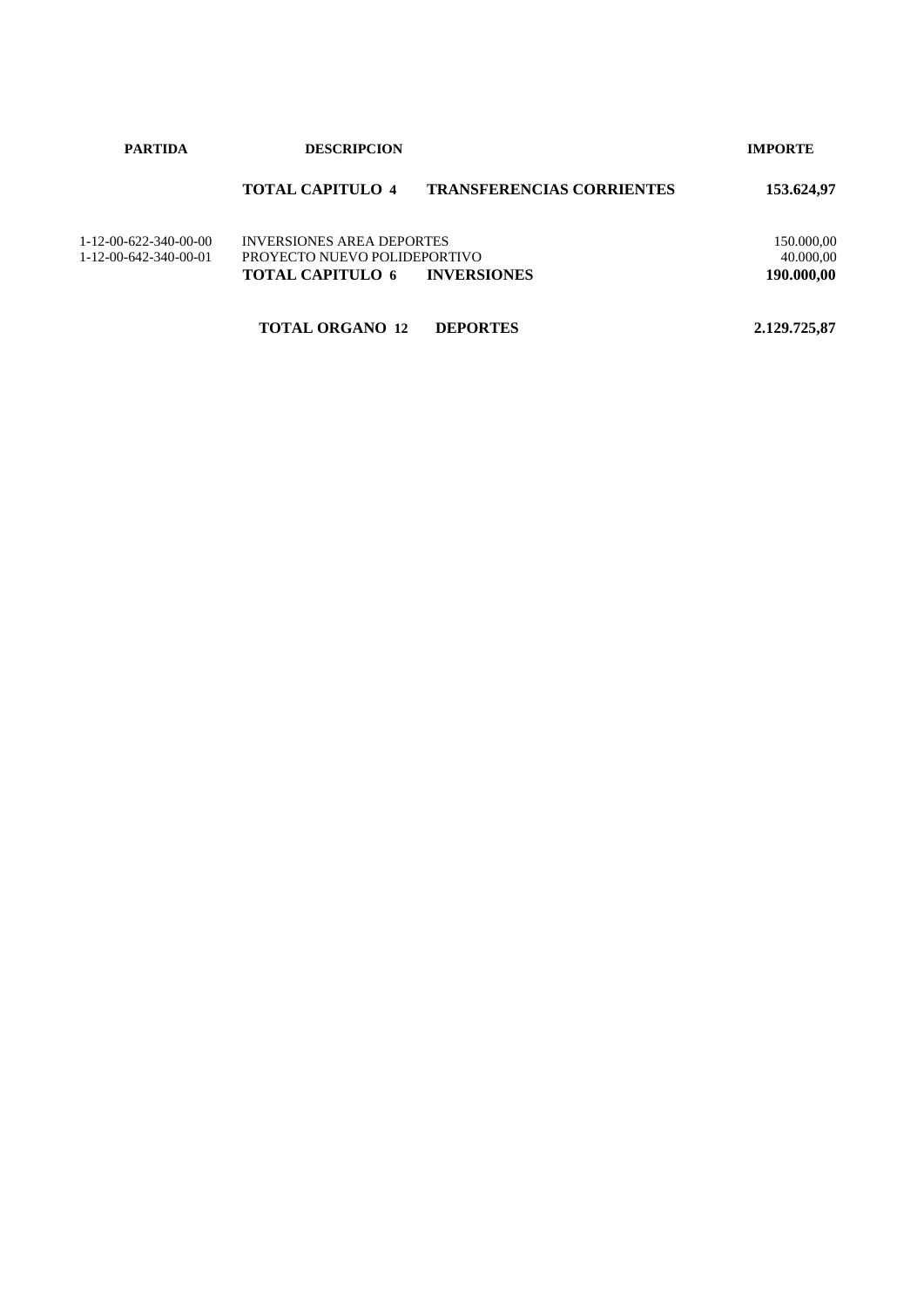| PARTIDA | DESCRIPCION | | IMPORTE |
|---|---|---|---|
| | **TOTAL CAPITULO 4** | **TRANSFERENCIAS CORRIENTES** | **153.624,97** |
| 1-12-00-622-340-00-00 | INVERSIONES AREA DEPORTES | | 150.000,00 |
| 1-12-00-642-340-00-01 | PROYECTO NUEVO POLIDEPORTIVO | | 40.000,00 |
| | **TOTAL CAPITULO 6** | **INVERSIONES** | **190.000,00** |
| | **TOTAL ORGANO 12** | **DEPORTES** | **2.129.725,87** |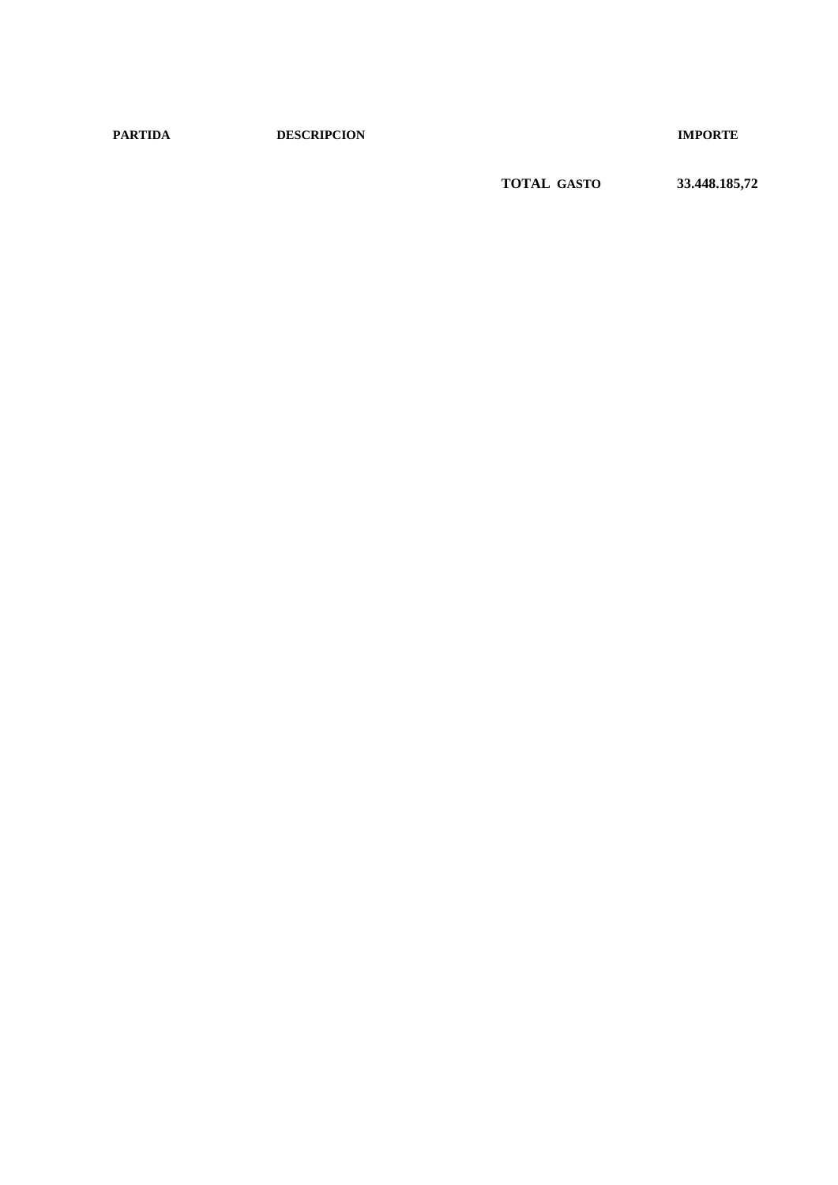| PARTIDA | DESCRIPCION | | IMPORTE |
|---|---|---|---|
| | | **TOTAL GASTO** | **33.448.185,72** |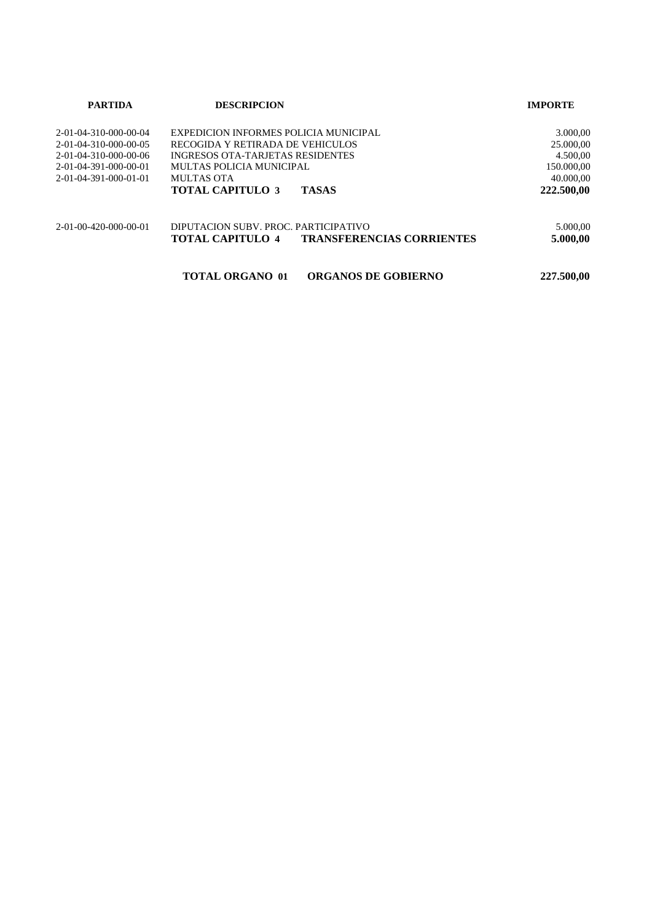| PARTIDA | DESCRIPCION | | IMPORTE |
|---|---|---|---|
| 2-01-04-310-000-00-04 | EXPEDICION INFORMES POLICIA MUNICIPAL | | 3.000,00 |
| 2-01-04-310-000-00-05 | RECOGIDA Y RETIRADA DE VEHICULOS | | 25.000,00 |
| 2-01-04-310-000-00-06 | INGRESOS OTA-TARJETAS RESIDENTES | | 4.500,00 |
| 2-01-04-391-000-00-01 | MULTAS POLICIA MUNICIPAL | | 150.000,00 |
| 2-01-04-391-000-01-01 | MULTAS OTA | | 40.000,00 |
| | **TOTAL CAPITULO 3** | **TASAS** | **222.500,00** |
| 2-01-00-420-000-00-01 | DIPUTACION SUBV. PROC. PARTICIPATIVO | | 5.000,00 |
| | **TOTAL CAPITULO 4** | **TRANSFERENCIAS CORRIENTES** | **5.000,00** |
| | **TOTAL ORGANO 01** | **ORGANOS DE GOBIERNO** | **227.500,00** |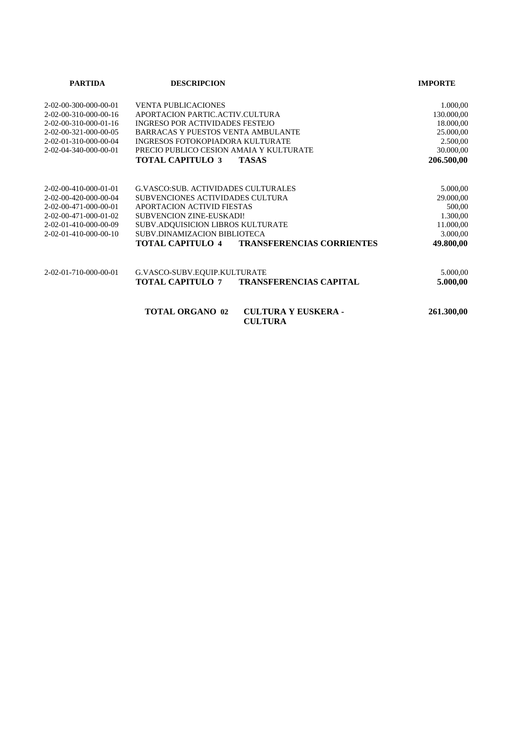| PARTIDA | DESCRIPCION | | IMPORTE |
| --- | --- | --- | --- |
| 2-02-00-300-000-00-01 | VENTA PUBLICACIONES | | 1.000,00 |
| 2-02-00-310-000-00-16 | APORTACION PARTIC.ACTIV.CULTURA | | 130.000,00 |
| 2-02-00-310-000-01-16 | INGRESO POR ACTIVIDADES FESTEJO | | 18.000,00 |
| 2-02-00-321-000-00-05 | BARRACAS Y PUESTOS VENTA AMBULANTE | | 25.000,00 |
| 2-02-01-310-000-00-04 | INGRESOS FOTOKOPIADORA KULTURATE | | 2.500,00 |
| 2-02-04-340-000-00-01 | PRECIO PUBLICO CESION AMAIA Y KULTURATE | | 30.000,00 |
| | **TOTAL CAPITULO 3** | **TASAS** | **206.500,00** |
| 2-02-00-410-000-01-01 | G.VASCO:SUB. ACTIVIDADES CULTURALES | | 5.000,00 |
| 2-02-00-420-000-00-04 | SUBVENCIONES ACTIVIDADES CULTURA | | 29.000,00 |
| 2-02-00-471-000-00-01 | APORTACION ACTIVID FIESTAS | | 500,00 |
| 2-02-00-471-000-01-02 | SUBVENCION ZINE-EUSKADI! | | 1.300,00 |
| 2-02-01-410-000-00-09 | SUBV.ADQUISICION LIBROS KULTURATE | | 11.000,00 |
| 2-02-01-410-000-00-10 | SUBV.DINAMIZACION BIBLIOTECA | | 3.000,00 |
| | **TOTAL CAPITULO 4** | **TRANSFERENCIAS CORRIENTES** | **49.800,00** |
| 2-02-01-710-000-00-01 | G.VASCO-SUBV.EQUIP.KULTURATE | | 5.000,00 |
| | **TOTAL CAPITULO 7** | **TRANSFERENCIAS CAPITAL** | **5.000,00** |
| | **TOTAL ORGANO 02** | **CULTURA Y EUSKERA - CULTURA** | **261.300,00** |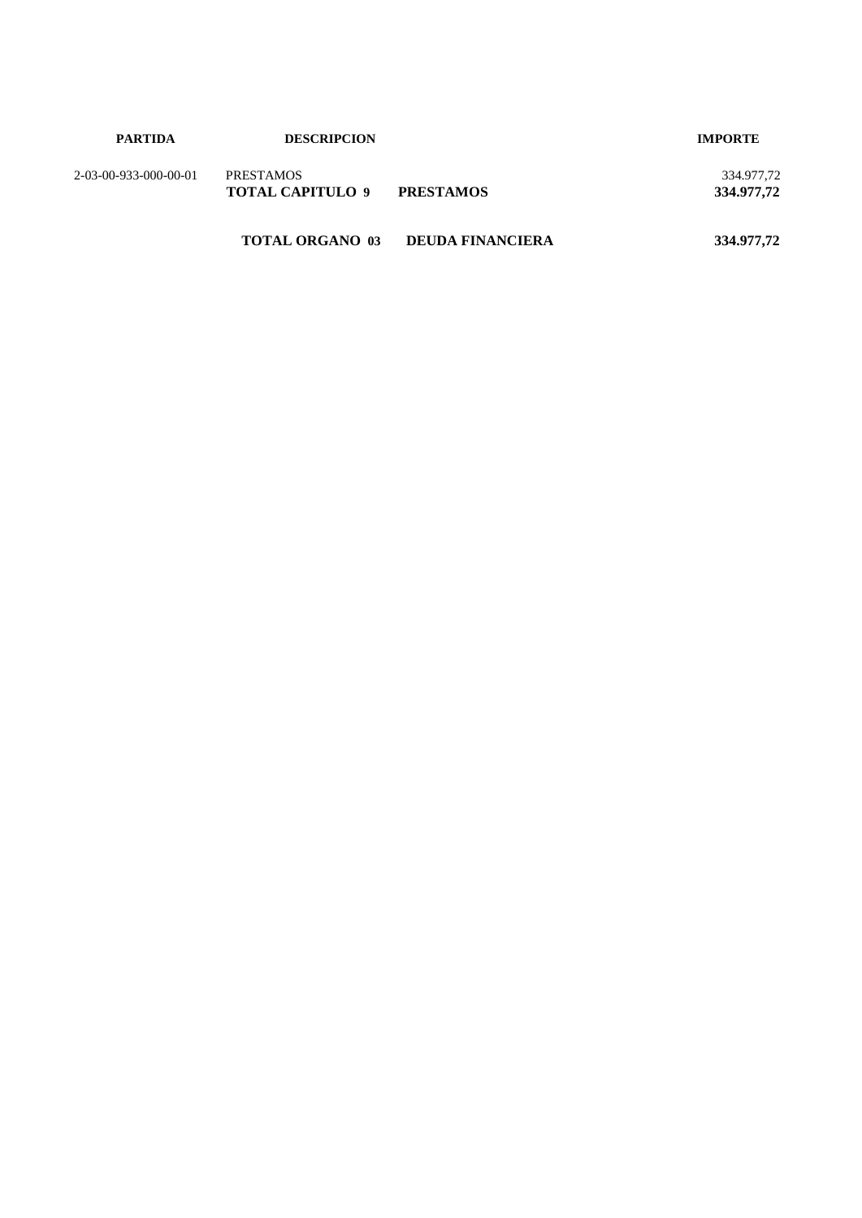| PARTIDA | DESCRIPCION | | IMPORTE |
|---|---|---|---|
| 2-03-00-933-000-00-01 | PRESTAMOS | | 334.977,72 |
| | **TOTAL CAPITULO 9** | **PRESTAMOS** | **334.977,72** |
| | **TOTAL ORGANO 03** | **DEUDA FINANCIERA** | **334.977,72** |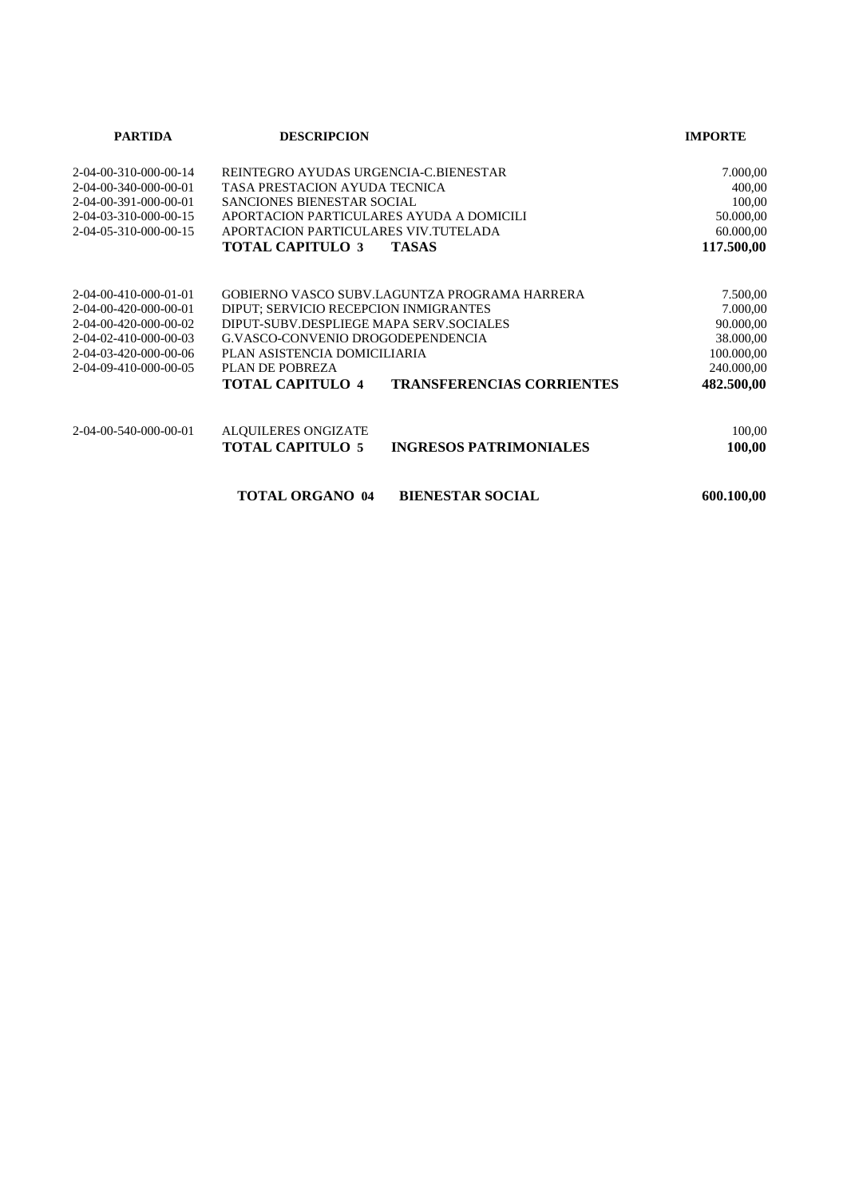| PARTIDA | DESCRIPCION | | IMPORTE |
| --- | --- | --- | --- |
| 2-04-00-310-000-00-14 | REINTEGRO AYUDAS URGENCIA-C.BIENESTAR | | 7.000,00 |
| 2-04-00-340-000-00-01 | TASA PRESTACION AYUDA TECNICA | | 400,00 |
| 2-04-00-391-000-00-01 | SANCIONES BIENESTAR SOCIAL | | 100,00 |
| 2-04-03-310-000-00-15 | APORTACION PARTICULARES AYUDA A DOMICILI | | 50.000,00 |
| 2-04-05-310-000-00-15 | APORTACION PARTICULARES VIV.TUTELADA | | 60.000,00 |
| | **TOTAL CAPITULO 3** | **TASAS** | **117.500,00** |
| 2-04-00-410-000-01-01 | GOBIERNO VASCO SUBV.LAGUNTZA PROGRAMA HARRERA | | 7.500,00 |
| 2-04-00-420-000-00-01 | DIPUT; SERVICIO RECEPCION INMIGRANTES | | 7.000,00 |
| 2-04-00-420-000-00-02 | DIPUT-SUBV.DESPLIEGE MAPA SERV.SOCIALES | | 90.000,00 |
| 2-04-02-410-000-00-03 | G.VASCO-CONVENIO DROGODEPENDENCIA | | 38.000,00 |
| 2-04-03-420-000-00-06 | PLAN ASISTENCIA DOMICILIARIA | | 100.000,00 |
| 2-04-09-410-000-00-05 | PLAN DE POBREZA | | 240.000,00 |
| | **TOTAL CAPITULO 4** | **TRANSFERENCIAS CORRIENTES** | **482.500,00** |
| 2-04-00-540-000-00-01 | ALQUILERES ONGIZATE | | 100,00 |
| | **TOTAL CAPITULO 5** | **INGRESOS PATRIMONIALES** | **100,00** |
| | **TOTAL ORGANO 04** | **BIENESTAR SOCIAL** | **600.100,00** |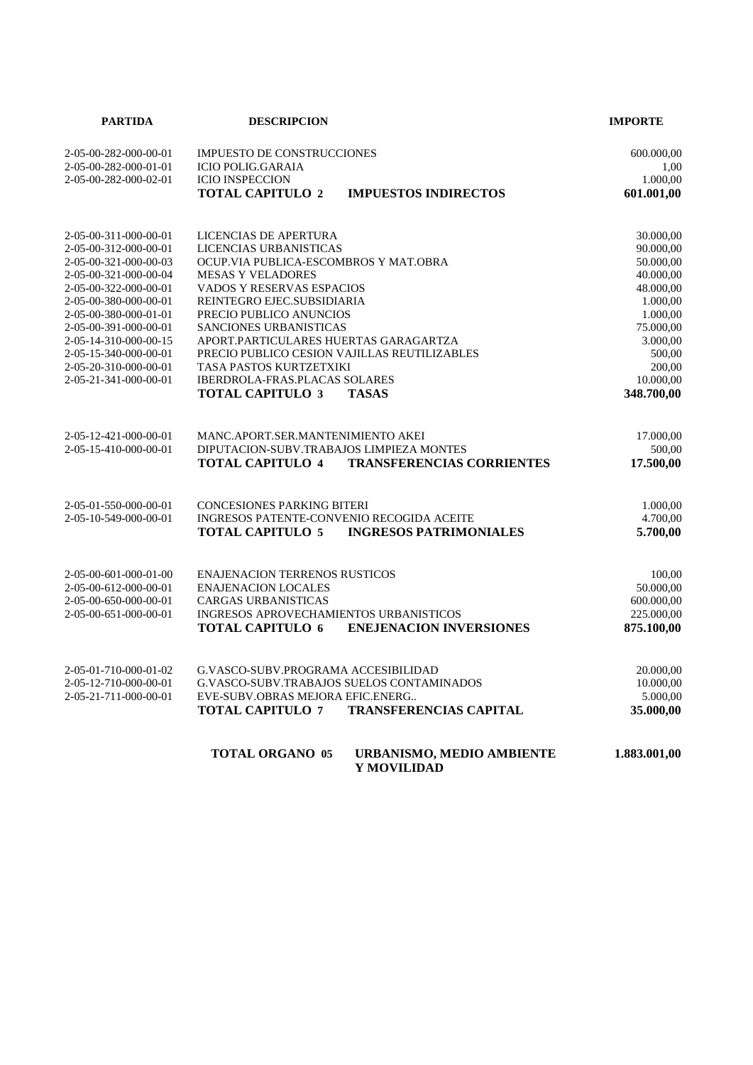| PARTIDA | DESCRIPCION | IMPORTE |
|---|---|---|
| 2-05-00-282-000-00-01 | IMPUESTO DE CONSTRUCCIONES | 600.000,00 |
| 2-05-00-282-000-01-01 | ICIO POLIG.GARAIA | 1,00 |
| 2-05-00-282-000-02-01 | ICIO INSPECCION | 1.000,00 |
| | **TOTAL CAPITULO 2 IMPUESTOS INDIRECTOS** | **601.001,00** |
| 2-05-00-311-000-00-01 | LICENCIAS DE APERTURA | 30.000,00 |
| 2-05-00-312-000-00-01 | LICENCIAS URBANISTICAS | 90.000,00 |
| 2-05-00-321-000-00-03 | OCUP.VIA PUBLICA-ESCOMBROS Y MAT.OBRA | 50.000,00 |
| 2-05-00-321-000-00-04 | MESAS Y VELADORES | 40.000,00 |
| 2-05-00-322-000-00-01 | VADOS Y RESERVAS ESPACIOS | 48.000,00 |
| 2-05-00-380-000-00-01 | REINTEGRO EJEC.SUBSIDIARIA | 1.000,00 |
| 2-05-00-380-000-01-01 | PRECIO PUBLICO ANUNCIOS | 1.000,00 |
| 2-05-00-391-000-00-01 | SANCIONES URBANISTICAS | 75.000,00 |
| 2-05-14-310-000-00-15 | APORT.PARTICULARES HUERTAS GARAGARTZA | 3.000,00 |
| 2-05-15-340-000-00-01 | PRECIO PUBLICO CESION VAJILLAS REUTILIZABLES | 500,00 |
| 2-05-20-310-000-00-01 | TASA PASTOS KURTZETXIKI | 200,00 |
| 2-05-21-341-000-00-01 | IBERDROLA-FRAS.PLACAS SOLARES | 10.000,00 |
| | **TOTAL CAPITULO 3 TASAS** | **348.700,00** |
| 2-05-12-421-000-00-01 | MANC.APORT.SER.MANTENIMIENTO AKEI | 17.000,00 |
| 2-05-15-410-000-00-01 | DIPUTACION-SUBV.TRABAJOS LIMPIEZA MONTES | 500,00 |
| | **TOTAL CAPITULO 4 TRANSFERENCIAS CORRIENTES** | **17.500,00** |
| 2-05-01-550-000-00-01 | CONCESIONES PARKING BITERI | 1.000,00 |
| 2-05-10-549-000-00-01 | INGRESOS PATENTE-CONVENIO RECOGIDA ACEITE | 4.700,00 |
| | **TOTAL CAPITULO 5 INGRESOS PATRIMONIALES** | **5.700,00** |
| 2-05-00-601-000-01-00 | ENAJENACION TERRENOS RUSTICOS | 100,00 |
| 2-05-00-612-000-00-01 | ENAJENACION LOCALES | 50.000,00 |
| 2-05-00-650-000-00-01 | CARGAS URBANISTICAS | 600.000,00 |
| 2-05-00-651-000-00-01 | INGRESOS APROVECHAMIENTOS URBANISTICOS | 225.000,00 |
| | **TOTAL CAPITULO 6 ENEJENACION INVERSIONES** | **875.100,00** |
| 2-05-01-710-000-01-02 | G.VASCO-SUBV.PROGRAMA ACCESIBILIDAD | 20.000,00 |
| 2-05-12-710-000-00-01 | G.VASCO-SUBV.TRABAJOS SUELOS CONTAMINADOS | 10.000,00 |
| 2-05-21-711-000-00-01 | EVE-SUBV.OBRAS MEJORA EFIC.ENERG.. | 5.000,00 |
| | **TOTAL CAPITULO 7 TRANSFERENCIAS CAPITAL** | **35.000,00** |
| | **TOTAL ORGANO 05 URBANISMO, MEDIO AMBIENTE Y MOVILIDAD** | **1.883.001,00** |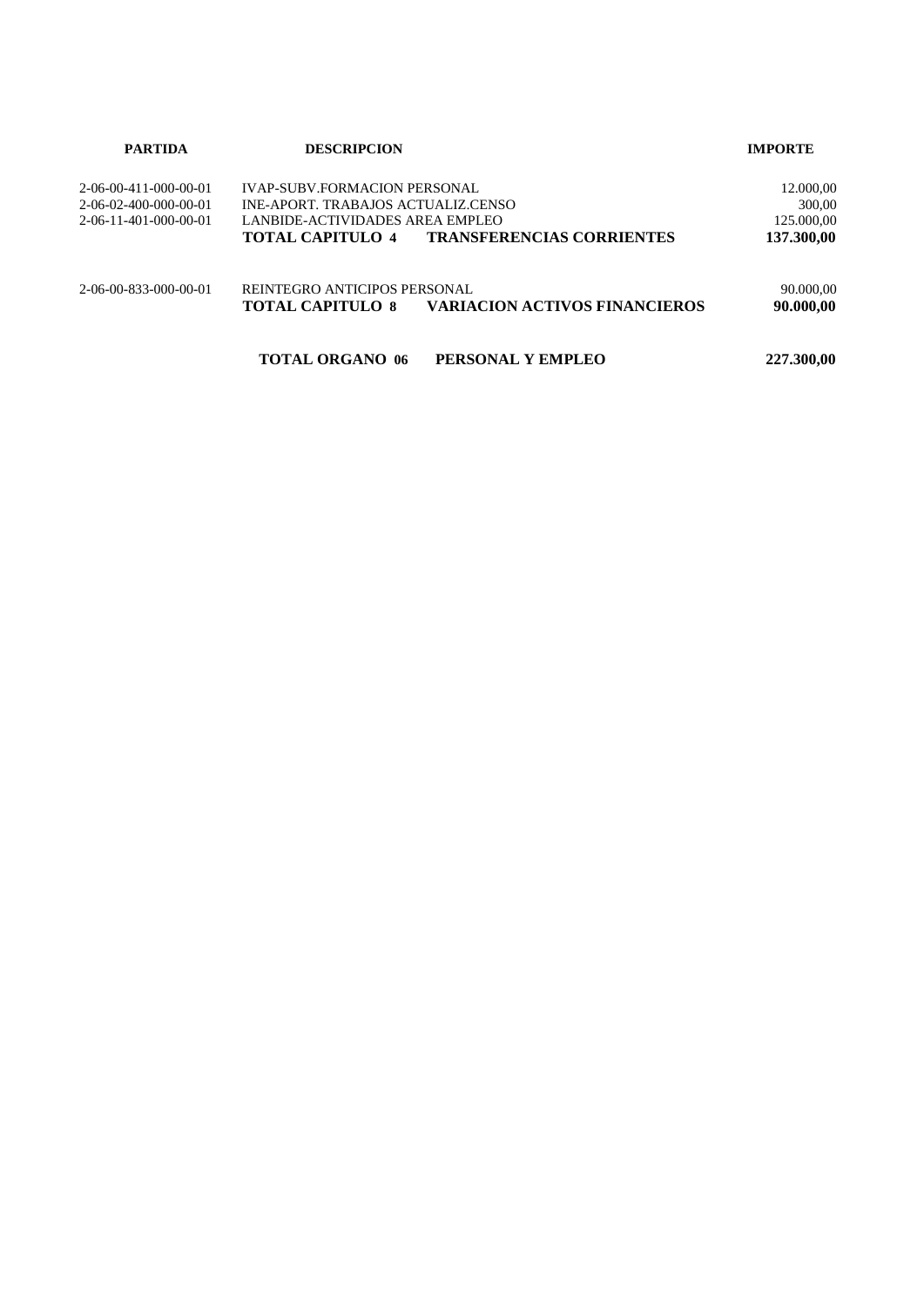| PARTIDA | DESCRIPCION | IMPORTE |
|---|---|---|
| 2-06-00-411-000-00-01 | IVAP-SUBV.FORMACION PERSONAL | 12.000,00 |
| 2-06-02-400-000-00-01 | INE-APORT. TRABAJOS ACTUALIZ.CENSO | 300,00 |
| 2-06-11-401-000-00-01 | LANBIDE-ACTIVIDADES AREA EMPLEO | 125.000,00 |
| | **TOTAL CAPITULO 4 TRANSFERENCIAS CORRIENTES** | **137.300,00** |
| 2-06-00-833-000-00-01 | REINTEGRO ANTICIPOS PERSONAL | 90.000,00 |
| | **TOTAL CAPITULO 8 VARIACION ACTIVOS FINANCIEROS** | **90.000,00** |
| | **TOTAL ORGANO 06 PERSONAL Y EMPLEO** | **227.300,00** |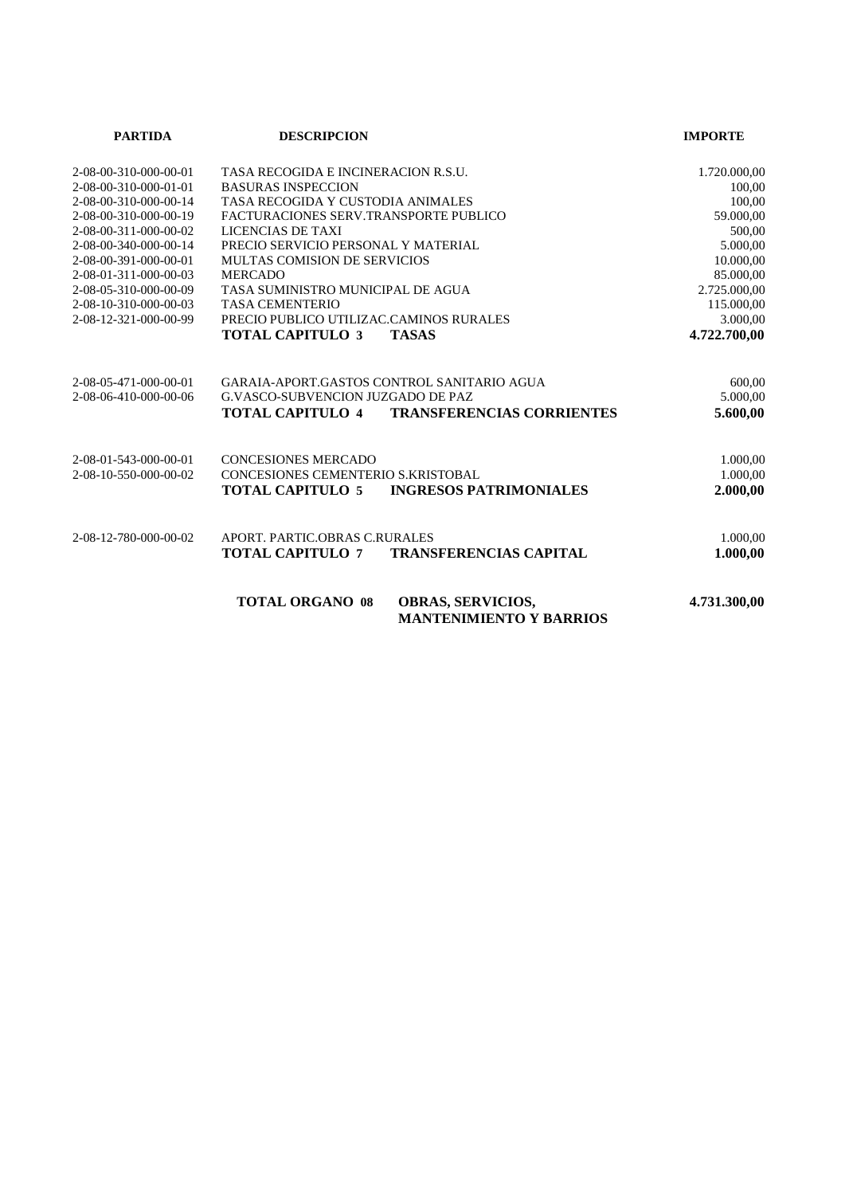| PARTIDA | DESCRIPCION | | IMPORTE |
| --- | --- | --- | --- |
| 2-08-00-310-000-00-01 | TASA RECOGIDA E INCINERACION R.S.U. | | 1.720.000,00 |
| 2-08-00-310-000-01-01 | BASURAS INSPECCION | | 100,00 |
| 2-08-00-310-000-00-14 | TASA RECOGIDA Y CUSTODIA ANIMALES | | 100,00 |
| 2-08-00-310-000-00-19 | FACTURACIONES SERV.TRANSPORTE PUBLICO | | 59.000,00 |
| 2-08-00-311-000-00-02 | LICENCIAS DE TAXI | | 500,00 |
| 2-08-00-340-000-00-14 | PRECIO SERVICIO PERSONAL Y MATERIAL | | 5.000,00 |
| 2-08-00-391-000-00-01 | MULTAS COMISION DE SERVICIOS | | 10.000,00 |
| 2-08-01-311-000-00-03 | MERCADO | | 85.000,00 |
| 2-08-05-310-000-00-09 | TASA SUMINISTRO MUNICIPAL DE AGUA | | 2.725.000,00 |
| 2-08-10-310-000-00-03 | TASA CEMENTERIO | | 115.000,00 |
| 2-08-12-321-000-00-99 | PRECIO PUBLICO UTILIZAC.CAMINOS RURALES | | 3.000,00 |
| | **TOTAL CAPITULO 3** | **TASAS** | **4.722.700,00** |
| 2-08-05-471-000-00-01 | GARAIA-APORT.GASTOS CONTROL SANITARIO AGUA | | 600,00 |
| 2-08-06-410-000-00-06 | G.VASCO-SUBVENCION JUZGADO DE PAZ | | 5.000,00 |
| | **TOTAL CAPITULO 4** | **TRANSFERENCIAS CORRIENTES** | **5.600,00** |
| 2-08-01-543-000-00-01 | CONCESIONES MERCADO | | 1.000,00 |
| 2-08-10-550-000-00-02 | CONCESIONES CEMENTERIO S.KRISTOBAL | | 1.000,00 |
| | **TOTAL CAPITULO 5** | **INGRESOS PATRIMONIALES** | **2.000,00** |
| 2-08-12-780-000-00-02 | APORT. PARTIC.OBRAS C.RURALES | | 1.000,00 |
| | **TOTAL CAPITULO 7** | **TRANSFERENCIAS CAPITAL** | **1.000,00** |
| | **TOTAL ORGANO 08** | **OBRAS, SERVICIOS, MANTENIMIENTO Y BARRIOS** | **4.731.300,00** |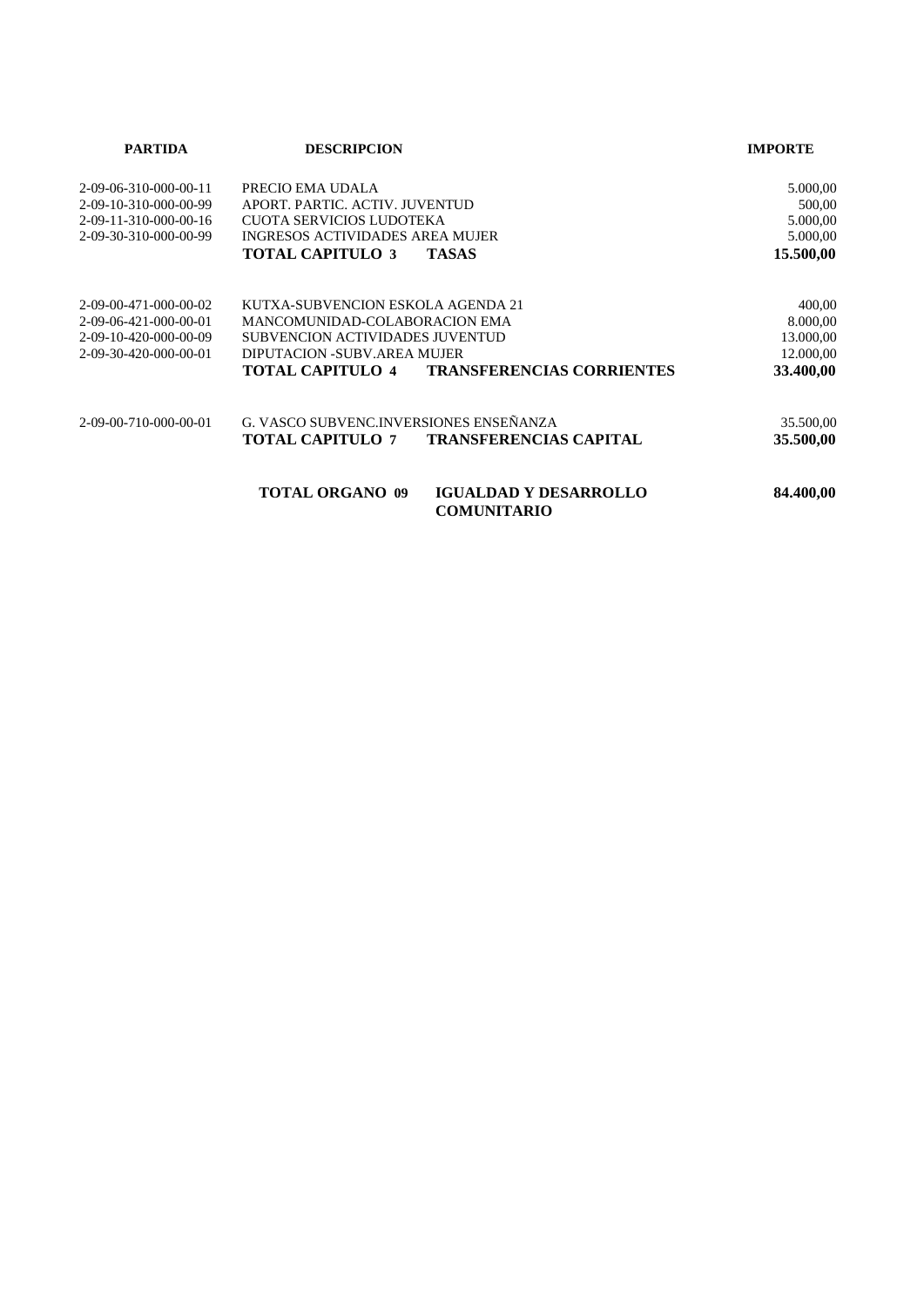| PARTIDA | DESCRIPCION | | IMPORTE |
|---|---|---|---|
| 2-09-06-310-000-00-11 | PRECIO EMA UDALA | | 5.000,00 |
| 2-09-10-310-000-00-99 | APORT. PARTIC. ACTIV. JUVENTUD | | 500,00 |
| 2-09-11-310-000-00-16 | CUOTA SERVICIOS LUDOTEKA | | 5.000,00 |
| 2-09-30-310-000-00-99 | INGRESOS ACTIVIDADES AREA MUJER | | 5.000,00 |
| | **TOTAL CAPITULO 3** | **TASAS** | **15.500,00** |
| 2-09-00-471-000-00-02 | KUTXA-SUBVENCION ESKOLA AGENDA 21 | | 400,00 |
| 2-09-06-421-000-00-01 | MANCOMUNIDAD-COLABORACION EMA | | 8.000,00 |
| 2-09-10-420-000-00-09 | SUBVENCION ACTIVIDADES JUVENTUD | | 13.000,00 |
| 2-09-30-420-000-00-01 | DIPUTACION -SUBV.AREA MUJER | | 12.000,00 |
| | **TOTAL CAPITULO 4** | **TRANSFERENCIAS CORRIENTES** | **33.400,00** |
| 2-09-00-710-000-00-01 | G. VASCO SUBVENC.INVERSIONES ENSEÑANZA | | 35.500,00 |
| | **TOTAL CAPITULO 7** | **TRANSFERENCIAS CAPITAL** | **35.500,00** |
| | **TOTAL ORGANO 09** | **IGUALDAD Y DESARROLLO COMUNITARIO** | **84.400,00** |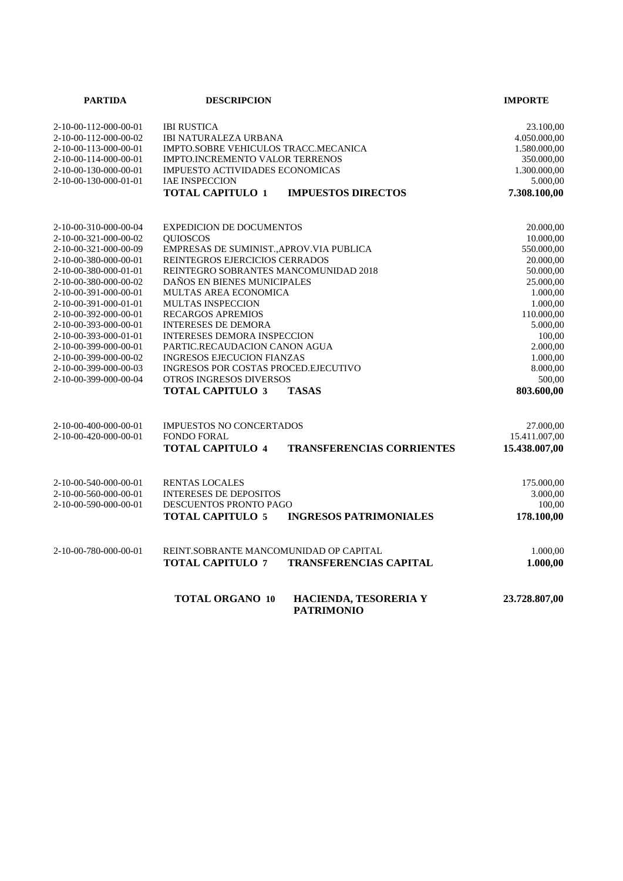| PARTIDA | DESCRIPCION | | IMPORTE |
|---|---|---|---|
| 2-10-00-112-000-00-01 | IBI RUSTICA | | 23.100,00 |
| 2-10-00-112-000-00-02 | IBI NATURALEZA URBANA | | 4.050.000,00 |
| 2-10-00-113-000-00-01 | IMPTO.SOBRE VEHICULOS TRACC.MECANICA | | 1.580.000,00 |
| 2-10-00-114-000-00-01 | IMPTO.INCREMENTO VALOR TERRENOS | | 350.000,00 |
| 2-10-00-130-000-00-01 | IMPUESTO ACTIVIDADES ECONOMICAS | | 1.300.000,00 |
| 2-10-00-130-000-01-01 | IAE INSPECCION | | 5.000,00 |
| | **TOTAL CAPITULO 1** | **IMPUESTOS DIRECTOS** | **7.308.100,00** |
| 2-10-00-310-000-00-04 | EXPEDICION DE DOCUMENTOS | | 20.000,00 |
| 2-10-00-321-000-00-02 | QUIOSCOS | | 10.000,00 |
| 2-10-00-321-000-00-09 | EMPRESAS DE SUMINIST.,APROV.VIA PUBLICA | | 550.000,00 |
| 2-10-00-380-000-00-01 | REINTEGROS EJERCICIOS CERRADOS | | 20.000,00 |
| 2-10-00-380-000-01-01 | REINTEGRO SOBRANTES MANCOMUNIDAD 2018 | | 50.000,00 |
| 2-10-00-380-000-00-02 | DAÑOS EN BIENES MUNICIPALES | | 25.000,00 |
| 2-10-00-391-000-00-01 | MULTAS AREA ECONOMICA | | 1.000,00 |
| 2-10-00-391-000-01-01 | MULTAS INSPECCION | | 1.000,00 |
| 2-10-00-392-000-00-01 | RECARGOS APREMIOS | | 110.000,00 |
| 2-10-00-393-000-00-01 | INTERESES DE DEMORA | | 5.000,00 |
| 2-10-00-393-000-01-01 | INTERESES DEMORA INSPECCION | | 100,00 |
| 2-10-00-399-000-00-01 | PARTIC.RECAUDACION CANON AGUA | | 2.000,00 |
| 2-10-00-399-000-00-02 | INGRESOS EJECUCION FIANZAS | | 1.000,00 |
| 2-10-00-399-000-00-03 | INGRESOS POR COSTAS PROCED.EJECUTIVO | | 8.000,00 |
| 2-10-00-399-000-00-04 | OTROS INGRESOS DIVERSOS | | 500,00 |
| | **TOTAL CAPITULO 3** | **TASAS** | **803.600,00** |
| 2-10-00-400-000-00-01 | IMPUESTOS NO CONCERTADOS | | 27.000,00 |
| 2-10-00-420-000-00-01 | FONDO FORAL | | 15.411.007,00 |
| | **TOTAL CAPITULO 4** | **TRANSFERENCIAS CORRIENTES** | **15.438.007,00** |
| 2-10-00-540-000-00-01 | RENTAS LOCALES | | 175.000,00 |
| 2-10-00-560-000-00-01 | INTERESES DE DEPOSITOS | | 3.000,00 |
| 2-10-00-590-000-00-01 | DESCUENTOS PRONTO PAGO | | 100,00 |
| | **TOTAL CAPITULO 5** | **INGRESOS PATRIMONIALES** | **178.100,00** |
| 2-10-00-780-000-00-01 | REINT.SOBRANTE MANCOMUNIDAD OP CAPITAL | | 1.000,00 |
| | **TOTAL CAPITULO 7** | **TRANSFERENCIAS CAPITAL** | **1.000,00** |
| | **TOTAL ORGANO 10** | **HACIENDA, TESORERIA Y PATRIMONIO** | **23.728.807,00** |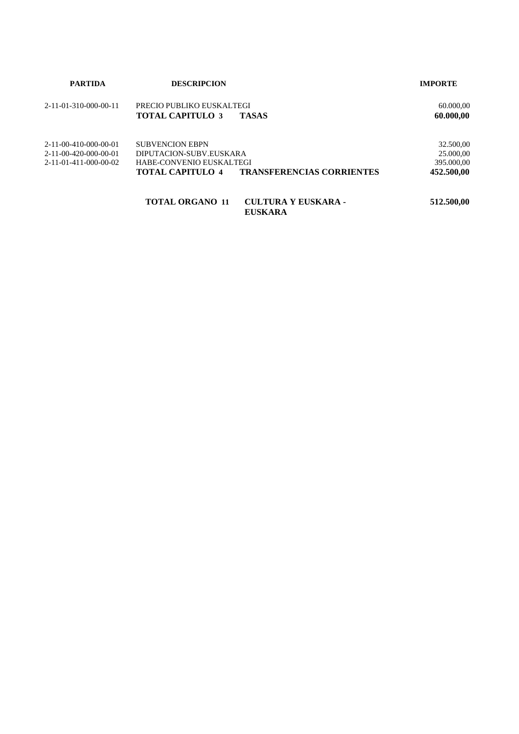| PARTIDA | DESCRIPCION | | IMPORTE |
|---|---|---|---|
| 2-11-01-310-000-00-11 | PRECIO PUBLIKO EUSKALTEGI | | 60.000,00 |
| | **TOTAL CAPITULO 3** | **TASAS** | **60.000,00** |
| 2-11-00-410-000-00-01 | SUBVENCION EBPN | | 32.500,00 |
| 2-11-00-420-000-00-01 | DIPUTACION-SUBV.EUSKARA | | 25.000,00 |
| 2-11-01-411-000-00-02 | HABE-CONVENIO EUSKALTEGI | | 395.000,00 |
| | **TOTAL CAPITULO 4** | **TRANSFERENCIAS CORRIENTES** | **452.500,00** |
| | **TOTAL ORGANO 11** | **CULTURA Y EUSKARA - EUSKARA** | **512.500,00** |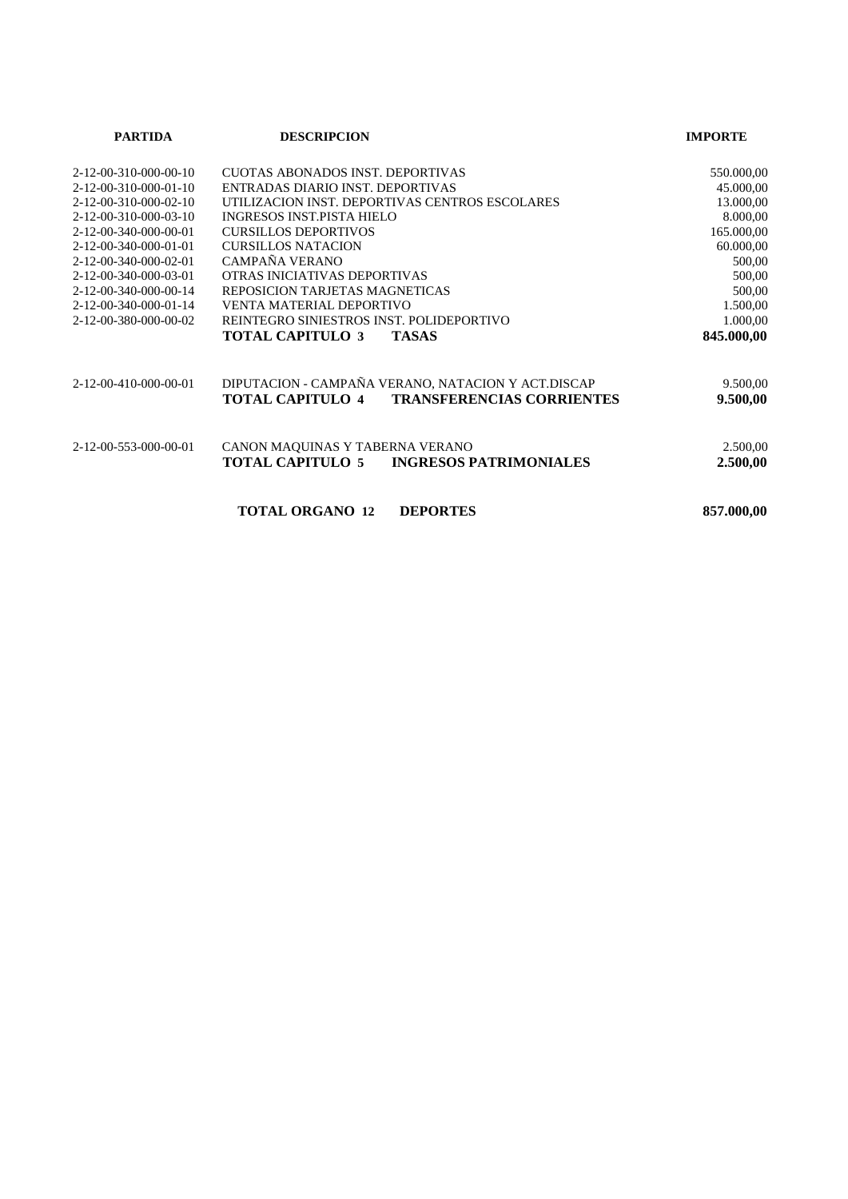| PARTIDA | DESCRIPCION | IMPORTE |
|---|---|---|
| 2-12-00-310-000-00-10 | CUOTAS ABONADOS INST. DEPORTIVAS | 550.000,00 |
| 2-12-00-310-000-01-10 | ENTRADAS DIARIO INST. DEPORTIVAS | 45.000,00 |
| 2-12-00-310-000-02-10 | UTILIZACION INST. DEPORTIVAS CENTROS ESCOLARES | 13.000,00 |
| 2-12-00-310-000-03-10 | INGRESOS INST.PISTA HIELO | 8.000,00 |
| 2-12-00-340-000-00-01 | CURSILLOS DEPORTIVOS | 165.000,00 |
| 2-12-00-340-000-01-01 | CURSILLOS NATACION | 60.000,00 |
| 2-12-00-340-000-02-01 | CAMPAÑA VERANO | 500,00 |
| 2-12-00-340-000-03-01 | OTRAS INICIATIVAS DEPORTIVAS | 500,00 |
| 2-12-00-340-000-00-14 | REPOSICION TARJETAS MAGNETICAS | 500,00 |
| 2-12-00-340-000-01-14 | VENTA MATERIAL DEPORTIVO | 1.500,00 |
| 2-12-00-380-000-00-02 | REINTEGRO SINIESTROS INST. POLIDEPORTIVO | 1.000,00 |
| | **TOTAL CAPITULO 3 TASAS** | **845.000,00** |
| | | |
| 2-12-00-410-000-00-01 | DIPUTACION - CAMPAÑA VERANO, NATACION Y ACT.DISCAP | 9.500,00 |
| | **TOTAL CAPITULO 4 TRANSFERENCIAS CORRIENTES** | **9.500,00** |
| | | |
| 2-12-00-553-000-00-01 | CANON MAQUINAS Y TABERNA VERANO | 2.500,00 |
| | **TOTAL CAPITULO 5 INGRESOS PATRIMONIALES** | **2.500,00** |
| | | |
| | **TOTAL ORGANO 12 DEPORTES** | **857.000,00** |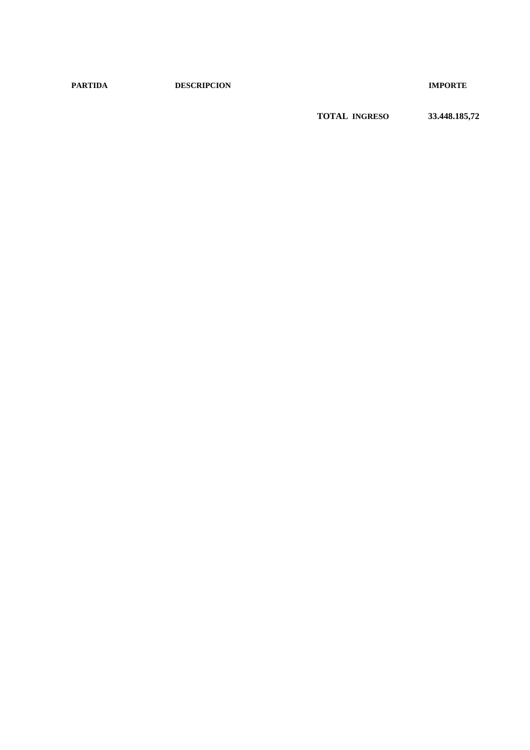| PARTIDA | DESCRIPCION | | IMPORTE |
|---|---|---|---|
| | | **TOTAL INGRESO** | **33.448.185,72** |